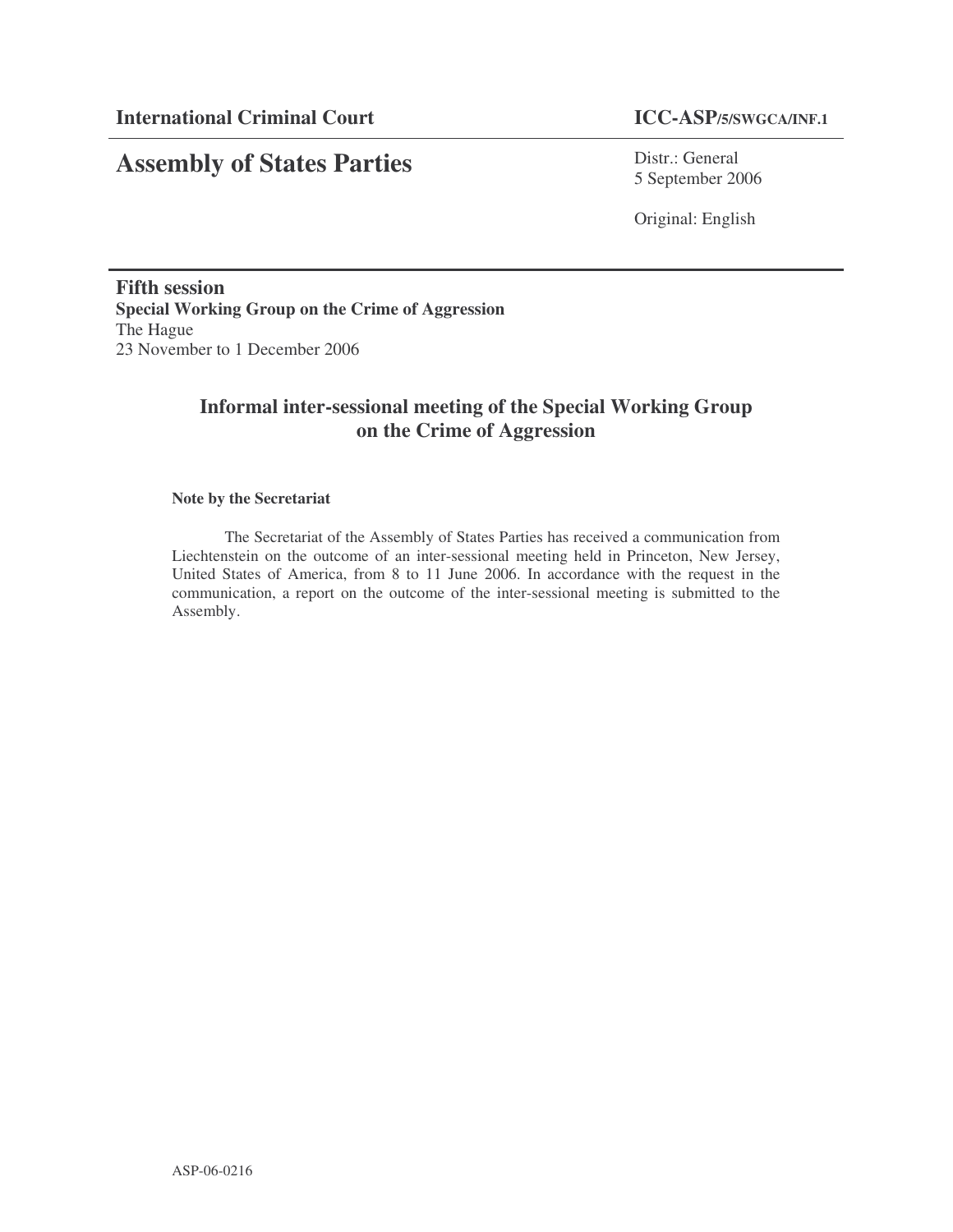**International Criminal Court** | **ICC-ASP/5/SWGCA/INF.1**

# Assembly of States Parties

Distr.: General
5 September 2006

Original: English

**Fifth session**
**Special Working Group on the Crime of Aggression**
The Hague
23 November to 1 December 2006

## Informal inter-sessional meeting of the Special Working Group on the Crime of Aggression

**Note by the Secretariat**

The Secretariat of the Assembly of States Parties has received a communication from Liechtenstein on the outcome of an inter-sessional meeting held in Princeton, New Jersey, United States of America, from 8 to 11 June 2006. In accordance with the request in the communication, a report on the outcome of the inter-sessional meeting is submitted to the Assembly.

ASP-06-0216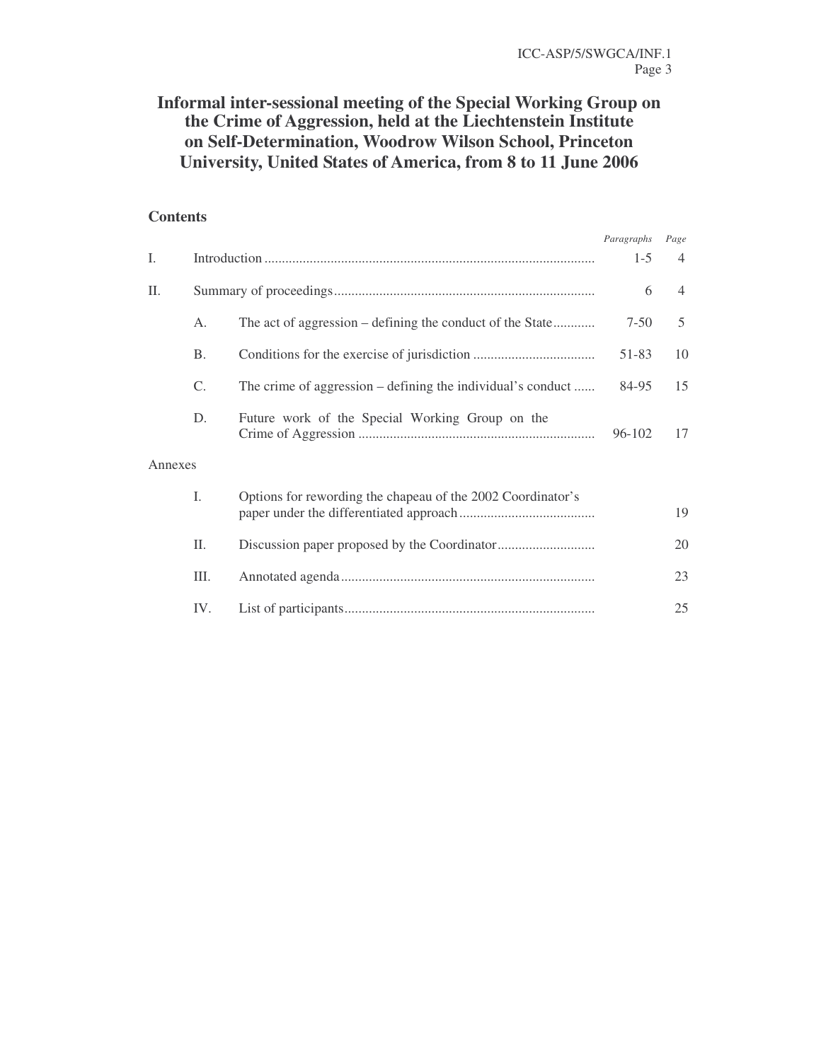# Informal inter-sessional meeting of the Special Working Group on the Crime of Aggression, held at the Liechtenstein Institute on Self-Determination, Woodrow Wilson School, Princeton University, United States of America, from 8 to 11 June 2006

## Contents

| | | | *Paragraphs* | *Page* |
|---|---|---|---|---|
| I. | Introduction | | 1-5 | 4 |
| II. | Summary of proceedings | | 6 | 4 |
| | A. | The act of aggression – defining the conduct of the State | 7-50 | 5 |
| | B. | Conditions for the exercise of jurisdiction | 51-83 | 10 |
| | C. | The crime of aggression – defining the individual's conduct | 84-95 | 15 |
| | D. | Future work of the Special Working Group on the Crime of Aggression | 96-102 | 17 |
| Annexes | | | | |
| | I. | Options for rewording the chapeau of the 2002 Coordinator's paper under the differentiated approach | | 19 |
| | II. | Discussion paper proposed by the Coordinator | | 20 |
| | III. | Annotated agenda | | 23 |
| | IV. | List of participants | | 25 |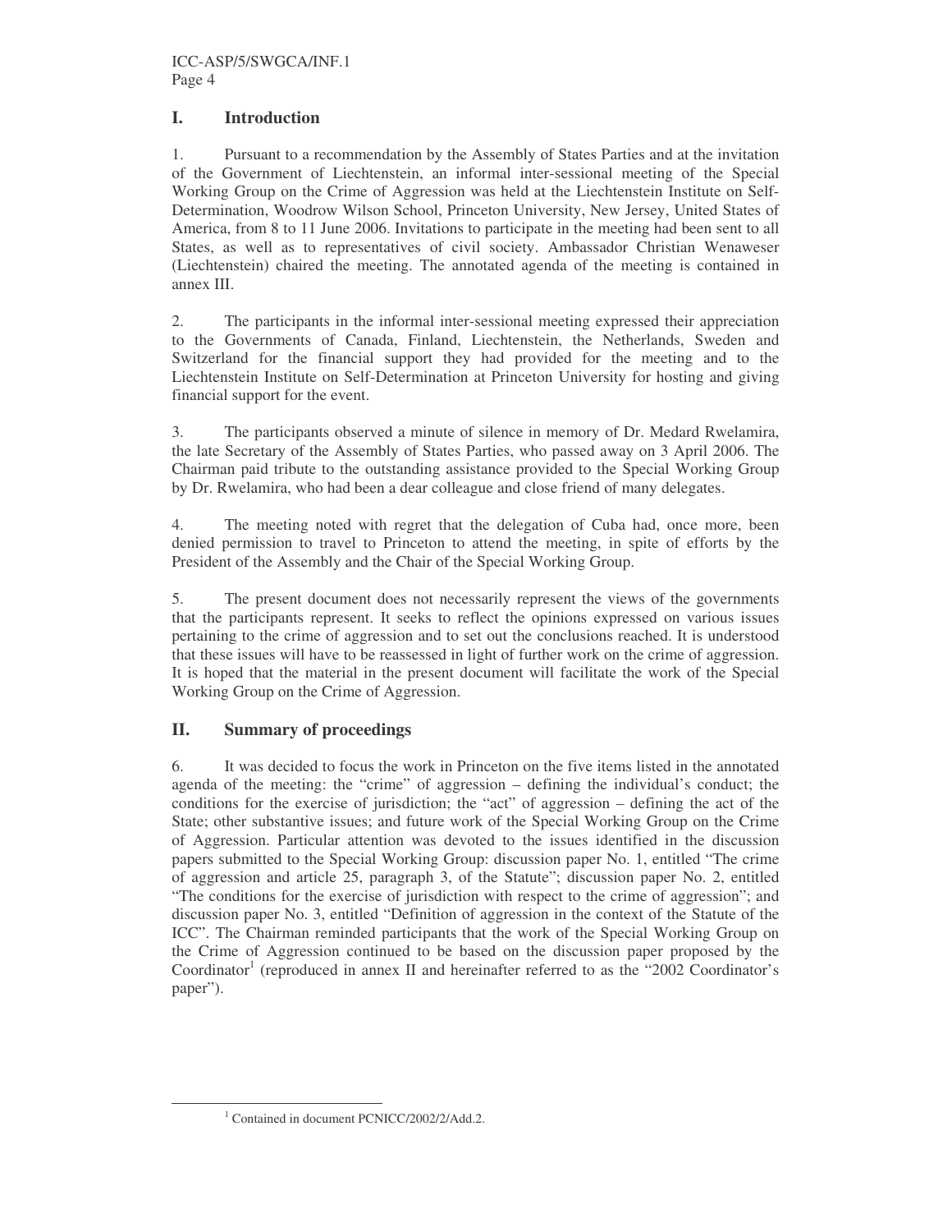## I. Introduction

1. Pursuant to a recommendation by the Assembly of States Parties and at the invitation of the Government of Liechtenstein, an informal inter-sessional meeting of the Special Working Group on the Crime of Aggression was held at the Liechtenstein Institute on Self-Determination, Woodrow Wilson School, Princeton University, New Jersey, United States of America, from 8 to 11 June 2006. Invitations to participate in the meeting had been sent to all States, as well as to representatives of civil society. Ambassador Christian Wenaweser (Liechtenstein) chaired the meeting. The annotated agenda of the meeting is contained in annex III.

2. The participants in the informal inter-sessional meeting expressed their appreciation to the Governments of Canada, Finland, Liechtenstein, the Netherlands, Sweden and Switzerland for the financial support they had provided for the meeting and to the Liechtenstein Institute on Self-Determination at Princeton University for hosting and giving financial support for the event.

3. The participants observed a minute of silence in memory of Dr. Medard Rwelamira, the late Secretary of the Assembly of States Parties, who passed away on 3 April 2006. The Chairman paid tribute to the outstanding assistance provided to the Special Working Group by Dr. Rwelamira, who had been a dear colleague and close friend of many delegates.

4. The meeting noted with regret that the delegation of Cuba had, once more, been denied permission to travel to Princeton to attend the meeting, in spite of efforts by the President of the Assembly and the Chair of the Special Working Group.

5. The present document does not necessarily represent the views of the governments that the participants represent. It seeks to reflect the opinions expressed on various issues pertaining to the crime of aggression and to set out the conclusions reached. It is understood that these issues will have to be reassessed in light of further work on the crime of aggression. It is hoped that the material in the present document will facilitate the work of the Special Working Group on the Crime of Aggression.

## II. Summary of proceedings

6. It was decided to focus the work in Princeton on the five items listed in the annotated agenda of the meeting: the "crime" of aggression – defining the individual's conduct; the conditions for the exercise of jurisdiction; the "act" of aggression – defining the act of the State; other substantive issues; and future work of the Special Working Group on the Crime of Aggression. Particular attention was devoted to the issues identified in the discussion papers submitted to the Special Working Group: discussion paper No. 1, entitled "The crime of aggression and article 25, paragraph 3, of the Statute"; discussion paper No. 2, entitled "The conditions for the exercise of jurisdiction with respect to the crime of aggression"; and discussion paper No. 3, entitled "Definition of aggression in the context of the Statute of the ICC". The Chairman reminded participants that the work of the Special Working Group on the Crime of Aggression continued to be based on the discussion paper proposed by the Coordinator[1] (reproduced in annex II and hereinafter referred to as the "2002 Coordinator's paper").

[1] Contained in document PCNICC/2002/2/Add.2.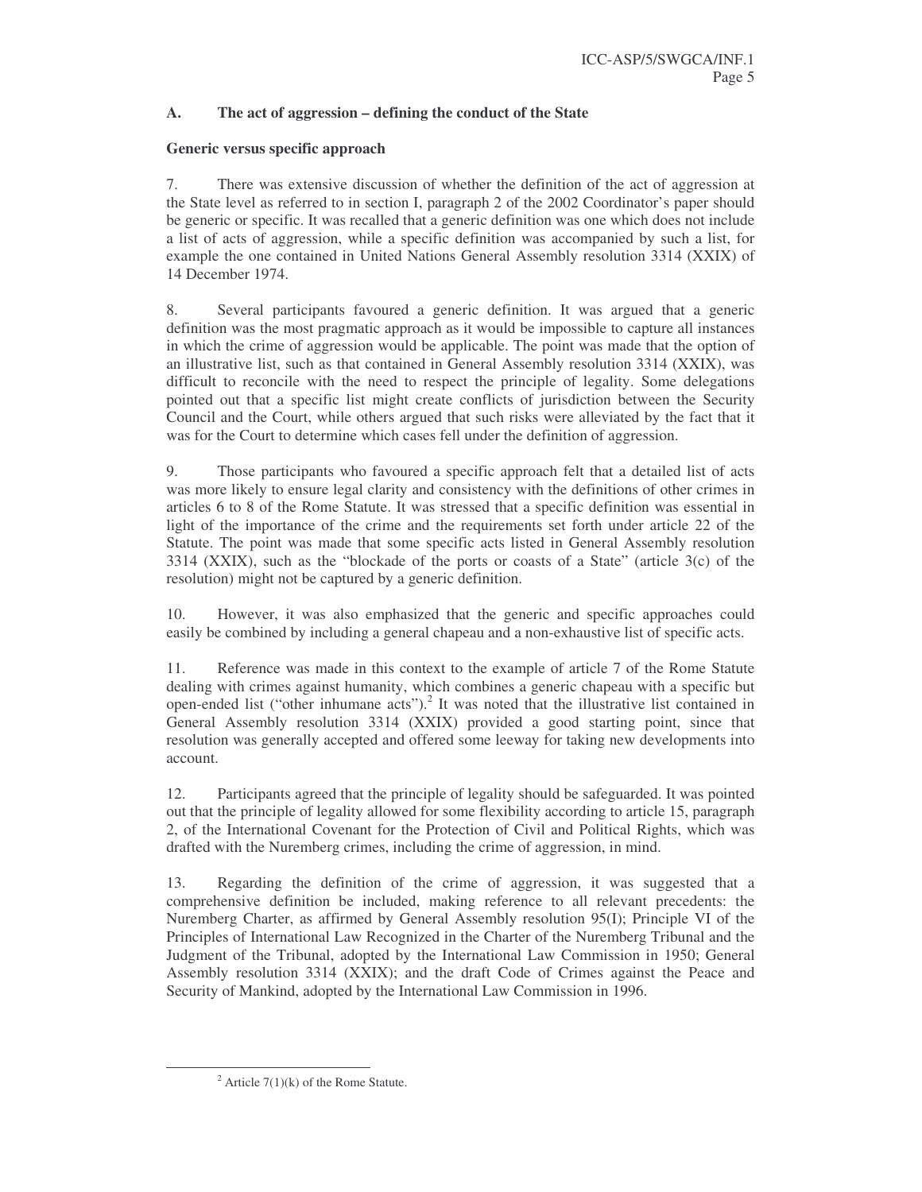## A. The act of aggression – defining the conduct of the State

### Generic versus specific approach

7. There was extensive discussion of whether the definition of the act of aggression at the State level as referred to in section I, paragraph 2 of the 2002 Coordinator's paper should be generic or specific. It was recalled that a generic definition was one which does not include a list of acts of aggression, while a specific definition was accompanied by such a list, for example the one contained in United Nations General Assembly resolution 3314 (XXIX) of 14 December 1974.

8. Several participants favoured a generic definition. It was argued that a generic definition was the most pragmatic approach as it would be impossible to capture all instances in which the crime of aggression would be applicable. The point was made that the option of an illustrative list, such as that contained in General Assembly resolution 3314 (XXIX), was difficult to reconcile with the need to respect the principle of legality. Some delegations pointed out that a specific list might create conflicts of jurisdiction between the Security Council and the Court, while others argued that such risks were alleviated by the fact that it was for the Court to determine which cases fell under the definition of aggression.

9. Those participants who favoured a specific approach felt that a detailed list of acts was more likely to ensure legal clarity and consistency with the definitions of other crimes in articles 6 to 8 of the Rome Statute. It was stressed that a specific definition was essential in light of the importance of the crime and the requirements set forth under article 22 of the Statute. The point was made that some specific acts listed in General Assembly resolution 3314 (XXIX), such as the "blockade of the ports or coasts of a State" (article 3(c) of the resolution) might not be captured by a generic definition.

10. However, it was also emphasized that the generic and specific approaches could easily be combined by including a general chapeau and a non-exhaustive list of specific acts.

11. Reference was made in this context to the example of article 7 of the Rome Statute dealing with crimes against humanity, which combines a generic chapeau with a specific but open-ended list ("other inhumane acts").[2] It was noted that the illustrative list contained in General Assembly resolution 3314 (XXIX) provided a good starting point, since that resolution was generally accepted and offered some leeway for taking new developments into account.

12. Participants agreed that the principle of legality should be safeguarded. It was pointed out that the principle of legality allowed for some flexibility according to article 15, paragraph 2, of the International Covenant for the Protection of Civil and Political Rights, which was drafted with the Nuremberg crimes, including the crime of aggression, in mind.

13. Regarding the definition of the crime of aggression, it was suggested that a comprehensive definition be included, making reference to all relevant precedents: the Nuremberg Charter, as affirmed by General Assembly resolution 95(I); Principle VI of the Principles of International Law Recognized in the Charter of the Nuremberg Tribunal and the Judgment of the Tribunal, adopted by the International Law Commission in 1950; General Assembly resolution 3314 (XXIX); and the draft Code of Crimes against the Peace and Security of Mankind, adopted by the International Law Commission in 1996.

---

[2] Article 7(1)(k) of the Rome Statute.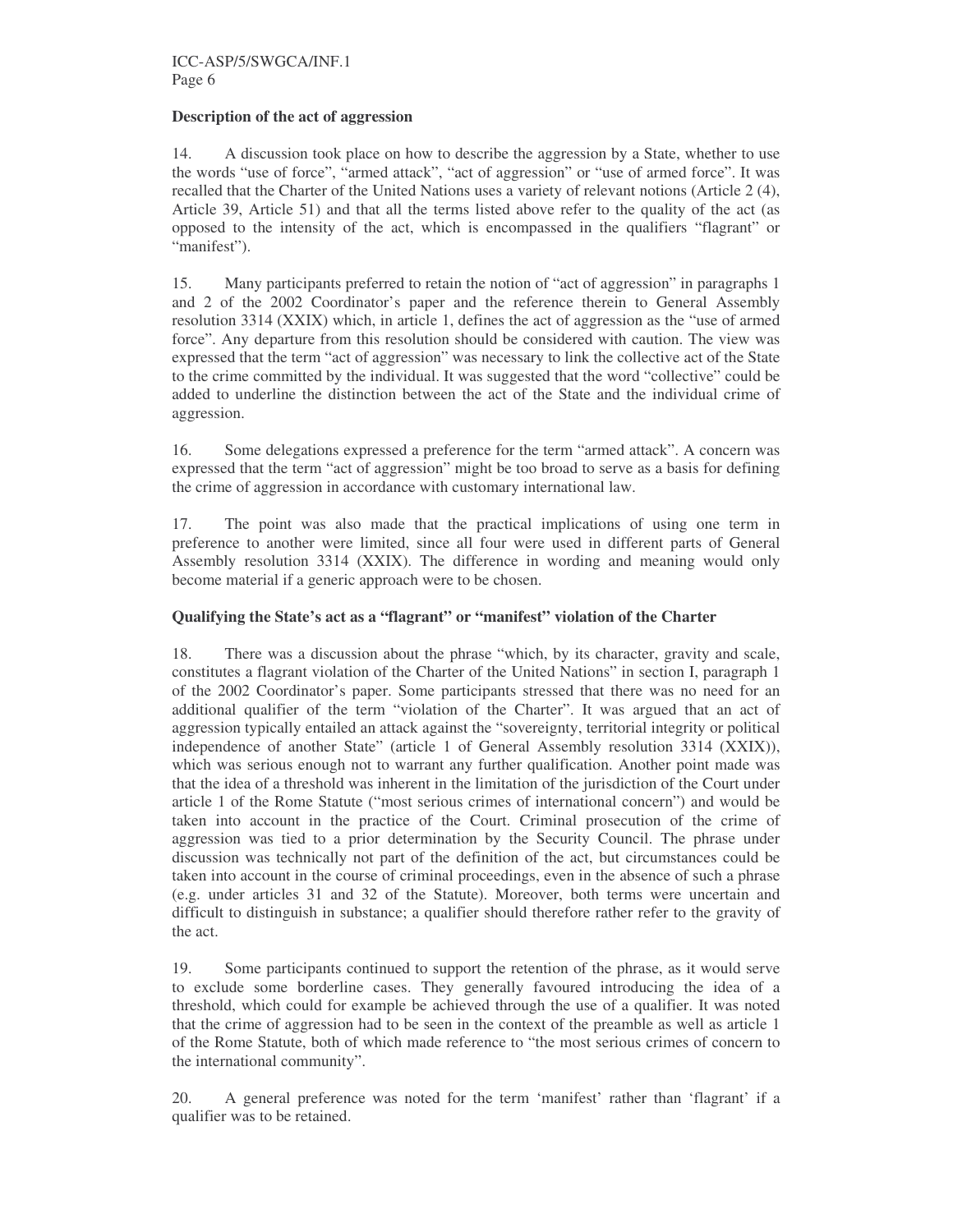**Description of the act of aggression**

14. A discussion took place on how to describe the aggression by a State, whether to use the words “use of force”, “armed attack”, “act of aggression” or “use of armed force”. It was recalled that the Charter of the United Nations uses a variety of relevant notions (Article 2 (4), Article 39, Article 51) and that all the terms listed above refer to the quality of the act (as opposed to the intensity of the act, which is encompassed in the qualifiers “flagrant” or “manifest”).

15. Many participants preferred to retain the notion of “act of aggression” in paragraphs 1 and 2 of the 2002 Coordinator’s paper and the reference therein to General Assembly resolution 3314 (XXIX) which, in article 1, defines the act of aggression as the “use of armed force”. Any departure from this resolution should be considered with caution. The view was expressed that the term “act of aggression” was necessary to link the collective act of the State to the crime committed by the individual. It was suggested that the word “collective” could be added to underline the distinction between the act of the State and the individual crime of aggression.

16. Some delegations expressed a preference for the term “armed attack”. A concern was expressed that the term “act of aggression” might be too broad to serve as a basis for defining the crime of aggression in accordance with customary international law.

17. The point was also made that the practical implications of using one term in preference to another were limited, since all four were used in different parts of General Assembly resolution 3314 (XXIX). The difference in wording and meaning would only become material if a generic approach were to be chosen.

**Qualifying the State’s act as a “flagrant” or “manifest” violation of the Charter**

18. There was a discussion about the phrase “which, by its character, gravity and scale, constitutes a flagrant violation of the Charter of the United Nations” in section I, paragraph 1 of the 2002 Coordinator’s paper. Some participants stressed that there was no need for an additional qualifier of the term “violation of the Charter”. It was argued that an act of aggression typically entailed an attack against the “sovereignty, territorial integrity or political independence of another State” (article 1 of General Assembly resolution 3314 (XXIX)), which was serious enough not to warrant any further qualification. Another point made was that the idea of a threshold was inherent in the limitation of the jurisdiction of the Court under article 1 of the Rome Statute (“most serious crimes of international concern”) and would be taken into account in the practice of the Court. Criminal prosecution of the crime of aggression was tied to a prior determination by the Security Council. The phrase under discussion was technically not part of the definition of the act, but circumstances could be taken into account in the course of criminal proceedings, even in the absence of such a phrase (e.g. under articles 31 and 32 of the Statute). Moreover, both terms were uncertain and difficult to distinguish in substance; a qualifier should therefore rather refer to the gravity of the act.

19. Some participants continued to support the retention of the phrase, as it would serve to exclude some borderline cases. They generally favoured introducing the idea of a threshold, which could for example be achieved through the use of a qualifier. It was noted that the crime of aggression had to be seen in the context of the preamble as well as article 1 of the Rome Statute, both of which made reference to “the most serious crimes of concern to the international community”.

20. A general preference was noted for the term ‘manifest’ rather than ‘flagrant’ if a qualifier was to be retained.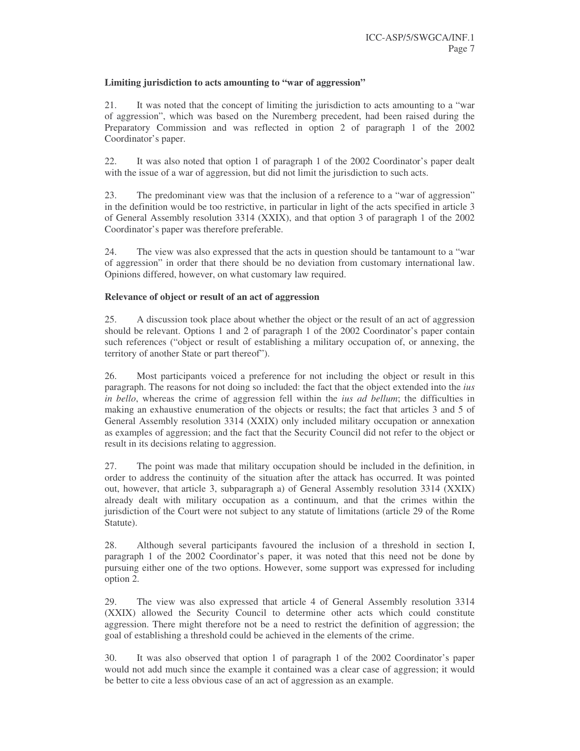**Limiting jurisdiction to acts amounting to "war of aggression"**

21. It was noted that the concept of limiting the jurisdiction to acts amounting to a "war of aggression", which was based on the Nuremberg precedent, had been raised during the Preparatory Commission and was reflected in option 2 of paragraph 1 of the 2002 Coordinator's paper.

22. It was also noted that option 1 of paragraph 1 of the 2002 Coordinator's paper dealt with the issue of a war of aggression, but did not limit the jurisdiction to such acts.

23. The predominant view was that the inclusion of a reference to a "war of aggression" in the definition would be too restrictive, in particular in light of the acts specified in article 3 of General Assembly resolution 3314 (XXIX), and that option 3 of paragraph 1 of the 2002 Coordinator's paper was therefore preferable.

24. The view was also expressed that the acts in question should be tantamount to a "war of aggression" in order that there should be no deviation from customary international law. Opinions differed, however, on what customary law required.

**Relevance of object or result of an act of aggression**

25. A discussion took place about whether the object or the result of an act of aggression should be relevant. Options 1 and 2 of paragraph 1 of the 2002 Coordinator's paper contain such references ("object or result of establishing a military occupation of, or annexing, the territory of another State or part thereof").

26. Most participants voiced a preference for not including the object or result in this paragraph. The reasons for not doing so included: the fact that the object extended into the *ius in bello*, whereas the crime of aggression fell within the *ius ad bellum*; the difficulties in making an exhaustive enumeration of the objects or results; the fact that articles 3 and 5 of General Assembly resolution 3314 (XXIX) only included military occupation or annexation as examples of aggression; and the fact that the Security Council did not refer to the object or result in its decisions relating to aggression.

27. The point was made that military occupation should be included in the definition, in order to address the continuity of the situation after the attack has occurred. It was pointed out, however, that article 3, subparagraph a) of General Assembly resolution 3314 (XXIX) already dealt with military occupation as a continuum, and that the crimes within the jurisdiction of the Court were not subject to any statute of limitations (article 29 of the Rome Statute).

28. Although several participants favoured the inclusion of a threshold in section I, paragraph 1 of the 2002 Coordinator's paper, it was noted that this need not be done by pursuing either one of the two options. However, some support was expressed for including option 2.

29. The view was also expressed that article 4 of General Assembly resolution 3314 (XXIX) allowed the Security Council to determine other acts which could constitute aggression. There might therefore not be a need to restrict the definition of aggression; the goal of establishing a threshold could be achieved in the elements of the crime.

30. It was also observed that option 1 of paragraph 1 of the 2002 Coordinator's paper would not add much since the example it contained was a clear case of aggression; it would be better to cite a less obvious case of an act of aggression as an example.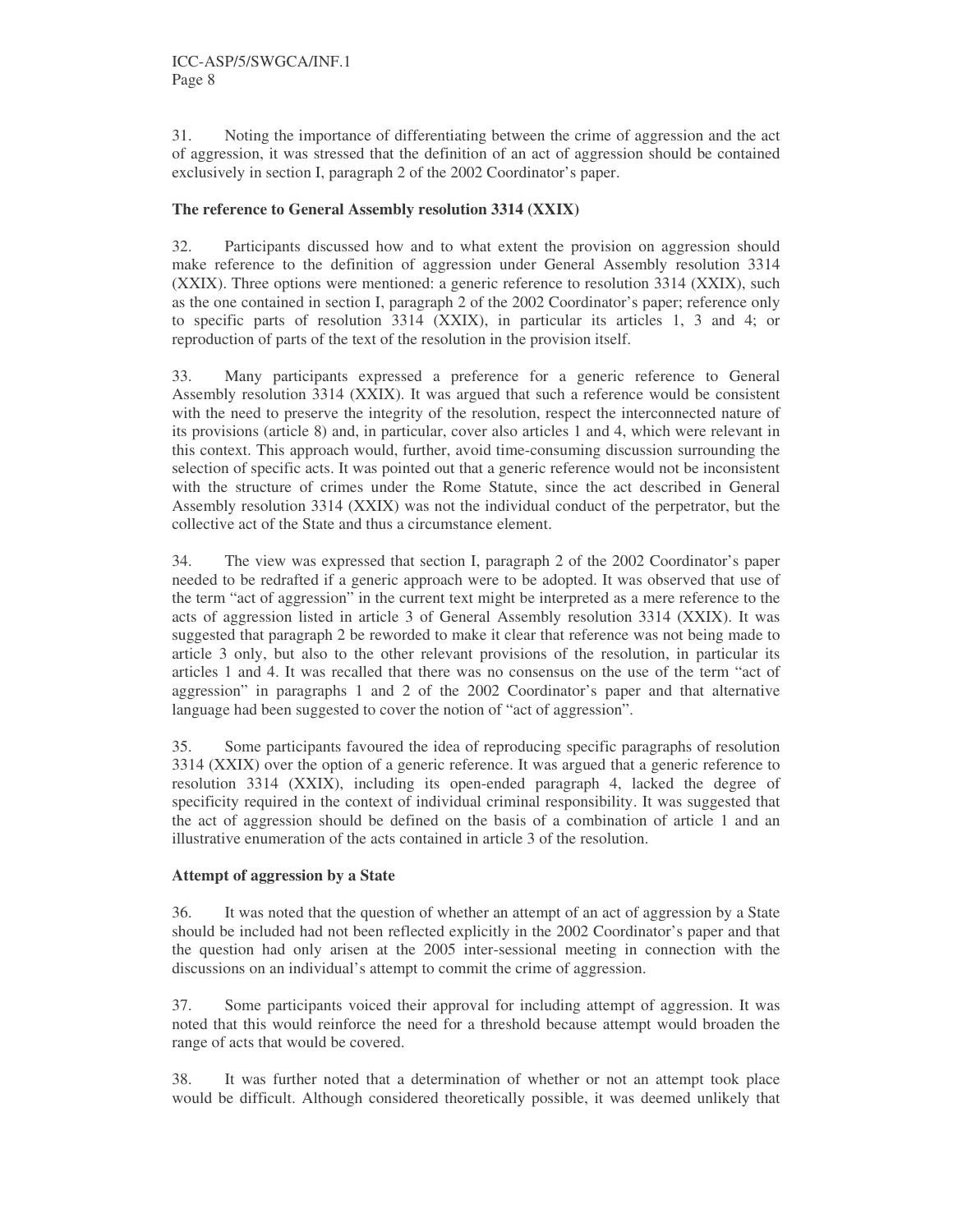31. Noting the importance of differentiating between the crime of aggression and the act of aggression, it was stressed that the definition of an act of aggression should be contained exclusively in section I, paragraph 2 of the 2002 Coordinator's paper.

**The reference to General Assembly resolution 3314 (XXIX)**

32. Participants discussed how and to what extent the provision on aggression should make reference to the definition of aggression under General Assembly resolution 3314 (XXIX). Three options were mentioned: a generic reference to resolution 3314 (XXIX), such as the one contained in section I, paragraph 2 of the 2002 Coordinator's paper; reference only to specific parts of resolution 3314 (XXIX), in particular its articles 1, 3 and 4; or reproduction of parts of the text of the resolution in the provision itself.

33. Many participants expressed a preference for a generic reference to General Assembly resolution 3314 (XXIX). It was argued that such a reference would be consistent with the need to preserve the integrity of the resolution, respect the interconnected nature of its provisions (article 8) and, in particular, cover also articles 1 and 4, which were relevant in this context. This approach would, further, avoid time-consuming discussion surrounding the selection of specific acts. It was pointed out that a generic reference would not be inconsistent with the structure of crimes under the Rome Statute, since the act described in General Assembly resolution 3314 (XXIX) was not the individual conduct of the perpetrator, but the collective act of the State and thus a circumstance element.

34. The view was expressed that section I, paragraph 2 of the 2002 Coordinator's paper needed to be redrafted if a generic approach were to be adopted. It was observed that use of the term "act of aggression" in the current text might be interpreted as a mere reference to the acts of aggression listed in article 3 of General Assembly resolution 3314 (XXIX). It was suggested that paragraph 2 be reworded to make it clear that reference was not being made to article 3 only, but also to the other relevant provisions of the resolution, in particular its articles 1 and 4. It was recalled that there was no consensus on the use of the term "act of aggression" in paragraphs 1 and 2 of the 2002 Coordinator's paper and that alternative language had been suggested to cover the notion of "act of aggression".

35. Some participants favoured the idea of reproducing specific paragraphs of resolution 3314 (XXIX) over the option of a generic reference. It was argued that a generic reference to resolution 3314 (XXIX), including its open-ended paragraph 4, lacked the degree of specificity required in the context of individual criminal responsibility. It was suggested that the act of aggression should be defined on the basis of a combination of article 1 and an illustrative enumeration of the acts contained in article 3 of the resolution.

**Attempt of aggression by a State**

36. It was noted that the question of whether an attempt of an act of aggression by a State should be included had not been reflected explicitly in the 2002 Coordinator's paper and that the question had only arisen at the 2005 inter-sessional meeting in connection with the discussions on an individual's attempt to commit the crime of aggression.

37. Some participants voiced their approval for including attempt of aggression. It was noted that this would reinforce the need for a threshold because attempt would broaden the range of acts that would be covered.

38. It was further noted that a determination of whether or not an attempt took place would be difficult. Although considered theoretically possible, it was deemed unlikely that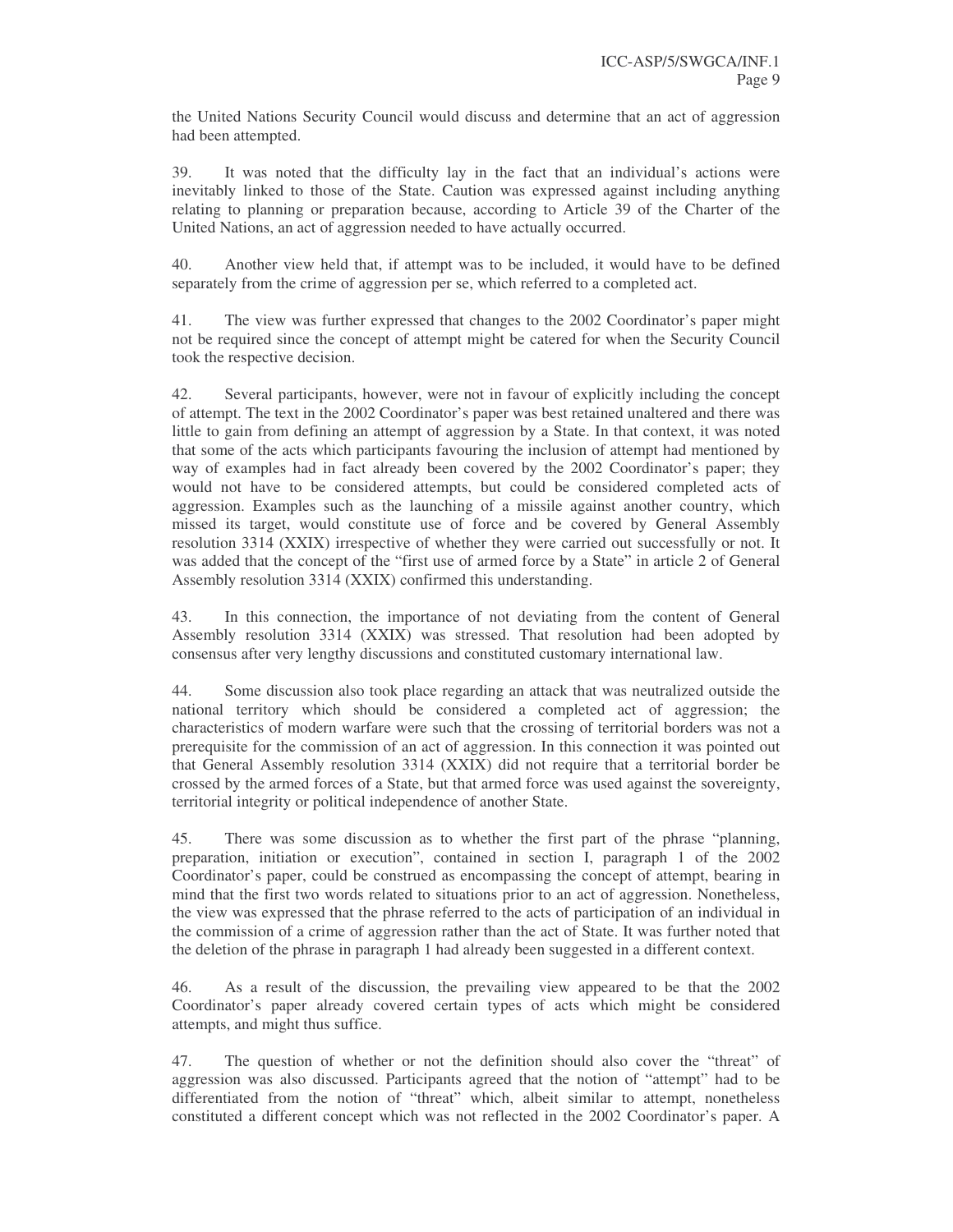the United Nations Security Council would discuss and determine that an act of aggression had been attempted.

39. It was noted that the difficulty lay in the fact that an individual's actions were inevitably linked to those of the State. Caution was expressed against including anything relating to planning or preparation because, according to Article 39 of the Charter of the United Nations, an act of aggression needed to have actually occurred.

40. Another view held that, if attempt was to be included, it would have to be defined separately from the crime of aggression per se, which referred to a completed act.

41. The view was further expressed that changes to the 2002 Coordinator's paper might not be required since the concept of attempt might be catered for when the Security Council took the respective decision.

42. Several participants, however, were not in favour of explicitly including the concept of attempt. The text in the 2002 Coordinator's paper was best retained unaltered and there was little to gain from defining an attempt of aggression by a State. In that context, it was noted that some of the acts which participants favouring the inclusion of attempt had mentioned by way of examples had in fact already been covered by the 2002 Coordinator's paper; they would not have to be considered attempts, but could be considered completed acts of aggression. Examples such as the launching of a missile against another country, which missed its target, would constitute use of force and be covered by General Assembly resolution 3314 (XXIX) irrespective of whether they were carried out successfully or not. It was added that the concept of the "first use of armed force by a State" in article 2 of General Assembly resolution 3314 (XXIX) confirmed this understanding.

43. In this connection, the importance of not deviating from the content of General Assembly resolution 3314 (XXIX) was stressed. That resolution had been adopted by consensus after very lengthy discussions and constituted customary international law.

44. Some discussion also took place regarding an attack that was neutralized outside the national territory which should be considered a completed act of aggression; the characteristics of modern warfare were such that the crossing of territorial borders was not a prerequisite for the commission of an act of aggression. In this connection it was pointed out that General Assembly resolution 3314 (XXIX) did not require that a territorial border be crossed by the armed forces of a State, but that armed force was used against the sovereignty, territorial integrity or political independence of another State.

45. There was some discussion as to whether the first part of the phrase "planning, preparation, initiation or execution", contained in section I, paragraph 1 of the 2002 Coordinator's paper, could be construed as encompassing the concept of attempt, bearing in mind that the first two words related to situations prior to an act of aggression. Nonetheless, the view was expressed that the phrase referred to the acts of participation of an individual in the commission of a crime of aggression rather than the act of State. It was further noted that the deletion of the phrase in paragraph 1 had already been suggested in a different context.

46. As a result of the discussion, the prevailing view appeared to be that the 2002 Coordinator's paper already covered certain types of acts which might be considered attempts, and might thus suffice.

47. The question of whether or not the definition should also cover the "threat" of aggression was also discussed. Participants agreed that the notion of "attempt" had to be differentiated from the notion of "threat" which, albeit similar to attempt, nonetheless constituted a different concept which was not reflected in the 2002 Coordinator's paper. A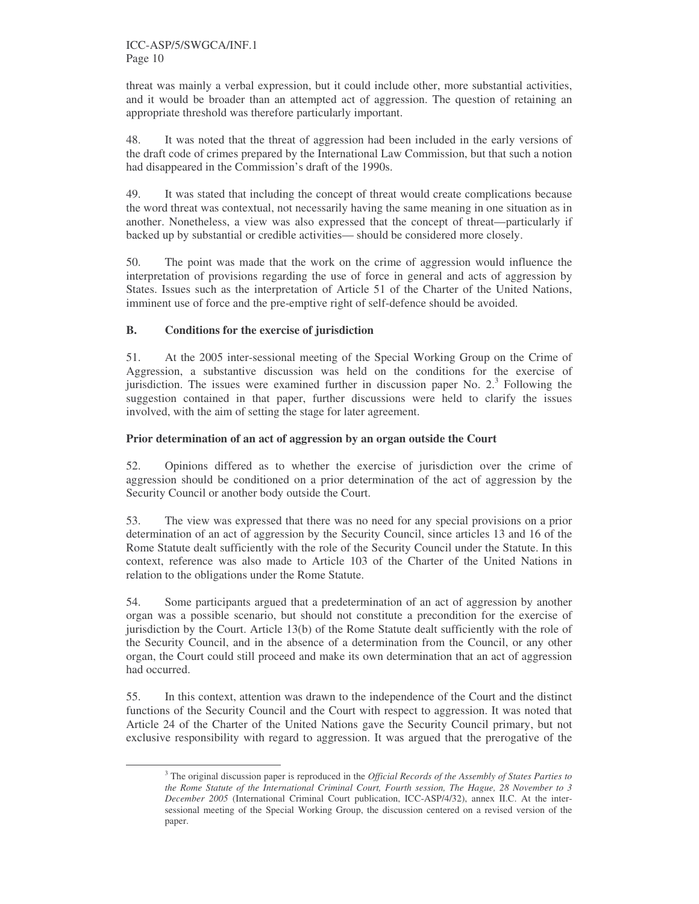threat was mainly a verbal expression, but it could include other, more substantial activities, and it would be broader than an attempted act of aggression. The question of retaining an appropriate threshold was therefore particularly important.

48. It was noted that the threat of aggression had been included in the early versions of the draft code of crimes prepared by the International Law Commission, but that such a notion had disappeared in the Commission's draft of the 1990s.

49. It was stated that including the concept of threat would create complications because the word threat was contextual, not necessarily having the same meaning in one situation as in another. Nonetheless, a view was also expressed that the concept of threat—particularly if backed up by substantial or credible activities— should be considered more closely.

50. The point was made that the work on the crime of aggression would influence the interpretation of provisions regarding the use of force in general and acts of aggression by States. Issues such as the interpretation of Article 51 of the Charter of the United Nations, imminent use of force and the pre-emptive right of self-defence should be avoided.

## B. Conditions for the exercise of jurisdiction

51. At the 2005 inter-sessional meeting of the Special Working Group on the Crime of Aggression, a substantive discussion was held on the conditions for the exercise of jurisdiction. The issues were examined further in discussion paper No. 2.[3] Following the suggestion contained in that paper, further discussions were held to clarify the issues involved, with the aim of setting the stage for later agreement.

### Prior determination of an act of aggression by an organ outside the Court

52. Opinions differed as to whether the exercise of jurisdiction over the crime of aggression should be conditioned on a prior determination of the act of aggression by the Security Council or another body outside the Court.

53. The view was expressed that there was no need for any special provisions on a prior determination of an act of aggression by the Security Council, since articles 13 and 16 of the Rome Statute dealt sufficiently with the role of the Security Council under the Statute. In this context, reference was also made to Article 103 of the Charter of the United Nations in relation to the obligations under the Rome Statute.

54. Some participants argued that a predetermination of an act of aggression by another organ was a possible scenario, but should not constitute a precondition for the exercise of jurisdiction by the Court. Article 13(b) of the Rome Statute dealt sufficiently with the role of the Security Council, and in the absence of a determination from the Council, or any other organ, the Court could still proceed and make its own determination that an act of aggression had occurred.

55. In this context, attention was drawn to the independence of the Court and the distinct functions of the Security Council and the Court with respect to aggression. It was noted that Article 24 of the Charter of the United Nations gave the Security Council primary, but not exclusive responsibility with regard to aggression. It was argued that the prerogative of the

---

[3] The original discussion paper is reproduced in the *Official Records of the Assembly of States Parties to the Rome Statute of the International Criminal Court, Fourth session, The Hague, 28 November to 3 December 2005* (International Criminal Court publication, ICC-ASP/4/32), annex II.C. At the inter-sessional meeting of the Special Working Group, the discussion centered on a revised version of the paper.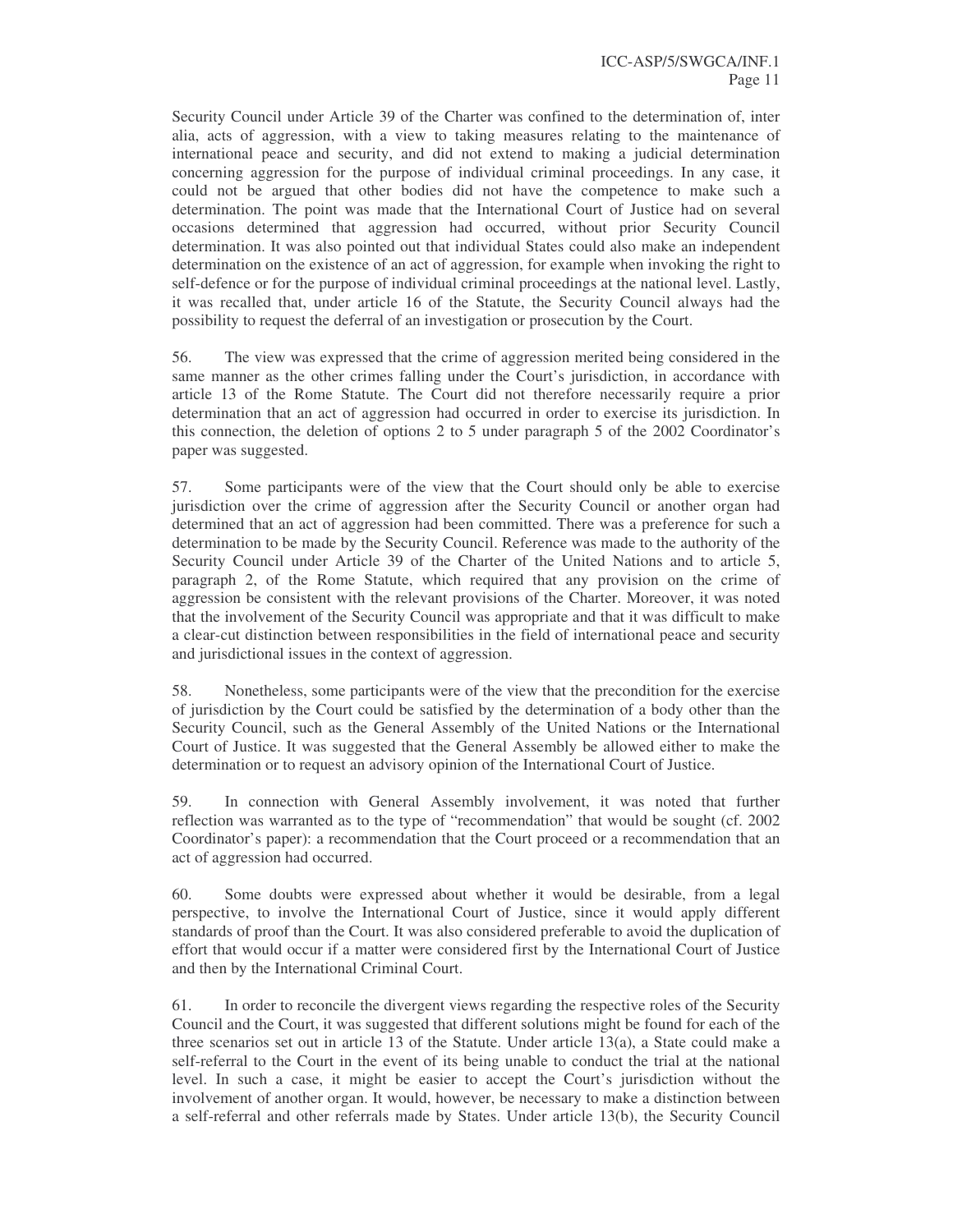Security Council under Article 39 of the Charter was confined to the determination of, inter alia, acts of aggression, with a view to taking measures relating to the maintenance of international peace and security, and did not extend to making a judicial determination concerning aggression for the purpose of individual criminal proceedings. In any case, it could not be argued that other bodies did not have the competence to make such a determination. The point was made that the International Court of Justice had on several occasions determined that aggression had occurred, without prior Security Council determination. It was also pointed out that individual States could also make an independent determination on the existence of an act of aggression, for example when invoking the right to self-defence or for the purpose of individual criminal proceedings at the national level. Lastly, it was recalled that, under article 16 of the Statute, the Security Council always had the possibility to request the deferral of an investigation or prosecution by the Court.

56. The view was expressed that the crime of aggression merited being considered in the same manner as the other crimes falling under the Court's jurisdiction, in accordance with article 13 of the Rome Statute. The Court did not therefore necessarily require a prior determination that an act of aggression had occurred in order to exercise its jurisdiction. In this connection, the deletion of options 2 to 5 under paragraph 5 of the 2002 Coordinator's paper was suggested.

57. Some participants were of the view that the Court should only be able to exercise jurisdiction over the crime of aggression after the Security Council or another organ had determined that an act of aggression had been committed. There was a preference for such a determination to be made by the Security Council. Reference was made to the authority of the Security Council under Article 39 of the Charter of the United Nations and to article 5, paragraph 2, of the Rome Statute, which required that any provision on the crime of aggression be consistent with the relevant provisions of the Charter. Moreover, it was noted that the involvement of the Security Council was appropriate and that it was difficult to make a clear-cut distinction between responsibilities in the field of international peace and security and jurisdictional issues in the context of aggression.

58. Nonetheless, some participants were of the view that the precondition for the exercise of jurisdiction by the Court could be satisfied by the determination of a body other than the Security Council, such as the General Assembly of the United Nations or the International Court of Justice. It was suggested that the General Assembly be allowed either to make the determination or to request an advisory opinion of the International Court of Justice.

59. In connection with General Assembly involvement, it was noted that further reflection was warranted as to the type of "recommendation" that would be sought (cf. 2002 Coordinator's paper): a recommendation that the Court proceed or a recommendation that an act of aggression had occurred.

60. Some doubts were expressed about whether it would be desirable, from a legal perspective, to involve the International Court of Justice, since it would apply different standards of proof than the Court. It was also considered preferable to avoid the duplication of effort that would occur if a matter were considered first by the International Court of Justice and then by the International Criminal Court.

61. In order to reconcile the divergent views regarding the respective roles of the Security Council and the Court, it was suggested that different solutions might be found for each of the three scenarios set out in article 13 of the Statute. Under article 13(a), a State could make a self-referral to the Court in the event of its being unable to conduct the trial at the national level. In such a case, it might be easier to accept the Court's jurisdiction without the involvement of another organ. It would, however, be necessary to make a distinction between a self-referral and other referrals made by States. Under article 13(b), the Security Council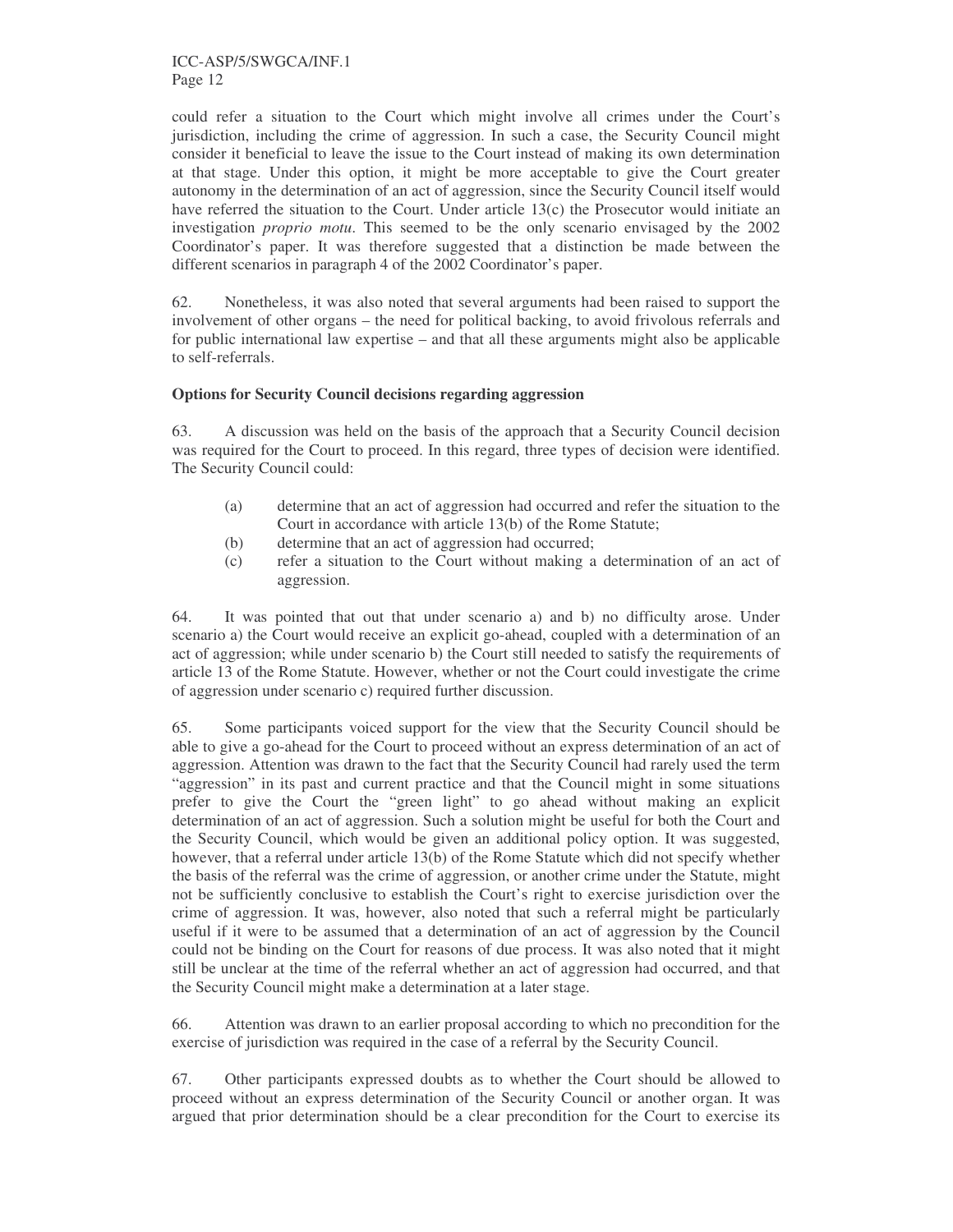could refer a situation to the Court which might involve all crimes under the Court's jurisdiction, including the crime of aggression. In such a case, the Security Council might consider it beneficial to leave the issue to the Court instead of making its own determination at that stage. Under this option, it might be more acceptable to give the Court greater autonomy in the determination of an act of aggression, since the Security Council itself would have referred the situation to the Court. Under article 13(c) the Prosecutor would initiate an investigation *proprio motu*. This seemed to be the only scenario envisaged by the 2002 Coordinator's paper. It was therefore suggested that a distinction be made between the different scenarios in paragraph 4 of the 2002 Coordinator's paper.

62. Nonetheless, it was also noted that several arguments had been raised to support the involvement of other organs – the need for political backing, to avoid frivolous referrals and for public international law expertise – and that all these arguments might also be applicable to self-referrals.

**Options for Security Council decisions regarding aggression**

63. A discussion was held on the basis of the approach that a Security Council decision was required for the Court to proceed. In this regard, three types of decision were identified. The Security Council could:

(a) determine that an act of aggression had occurred and refer the situation to the Court in accordance with article 13(b) of the Rome Statute;

(b) determine that an act of aggression had occurred;

(c) refer a situation to the Court without making a determination of an act of aggression.

64. It was pointed that out that under scenario a) and b) no difficulty arose. Under scenario a) the Court would receive an explicit go-ahead, coupled with a determination of an act of aggression; while under scenario b) the Court still needed to satisfy the requirements of article 13 of the Rome Statute. However, whether or not the Court could investigate the crime of aggression under scenario c) required further discussion.

65. Some participants voiced support for the view that the Security Council should be able to give a go-ahead for the Court to proceed without an express determination of an act of aggression. Attention was drawn to the fact that the Security Council had rarely used the term "aggression" in its past and current practice and that the Council might in some situations prefer to give the Court the "green light" to go ahead without making an explicit determination of an act of aggression. Such a solution might be useful for both the Court and the Security Council, which would be given an additional policy option. It was suggested, however, that a referral under article 13(b) of the Rome Statute which did not specify whether the basis of the referral was the crime of aggression, or another crime under the Statute, might not be sufficiently conclusive to establish the Court's right to exercise jurisdiction over the crime of aggression. It was, however, also noted that such a referral might be particularly useful if it were to be assumed that a determination of an act of aggression by the Council could not be binding on the Court for reasons of due process. It was also noted that it might still be unclear at the time of the referral whether an act of aggression had occurred, and that the Security Council might make a determination at a later stage.

66. Attention was drawn to an earlier proposal according to which no precondition for the exercise of jurisdiction was required in the case of a referral by the Security Council.

67. Other participants expressed doubts as to whether the Court should be allowed to proceed without an express determination of the Security Council or another organ. It was argued that prior determination should be a clear precondition for the Court to exercise its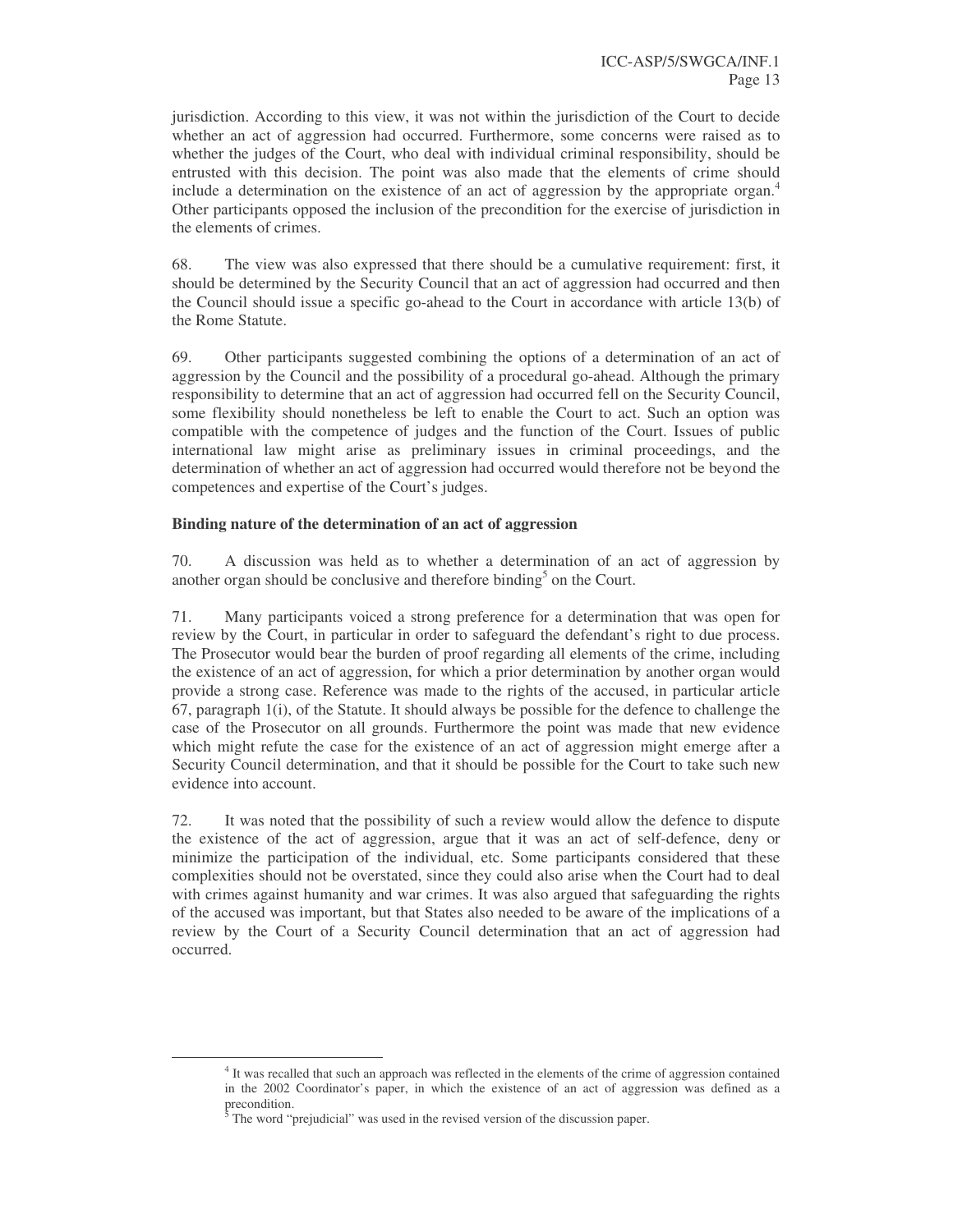jurisdiction. According to this view, it was not within the jurisdiction of the Court to decide whether an act of aggression had occurred. Furthermore, some concerns were raised as to whether the judges of the Court, who deal with individual criminal responsibility, should be entrusted with this decision. The point was also made that the elements of crime should include a determination on the existence of an act of aggression by the appropriate organ.[4] Other participants opposed the inclusion of the precondition for the exercise of jurisdiction in the elements of crimes.

68. The view was also expressed that there should be a cumulative requirement: first, it should be determined by the Security Council that an act of aggression had occurred and then the Council should issue a specific go-ahead to the Court in accordance with article 13(b) of the Rome Statute.

69. Other participants suggested combining the options of a determination of an act of aggression by the Council and the possibility of a procedural go-ahead. Although the primary responsibility to determine that an act of aggression had occurred fell on the Security Council, some flexibility should nonetheless be left to enable the Court to act. Such an option was compatible with the competence of judges and the function of the Court. Issues of public international law might arise as preliminary issues in criminal proceedings, and the determination of whether an act of aggression had occurred would therefore not be beyond the competences and expertise of the Court's judges.

**Binding nature of the determination of an act of aggression**

70. A discussion was held as to whether a determination of an act of aggression by another organ should be conclusive and therefore binding[5] on the Court.

71. Many participants voiced a strong preference for a determination that was open for review by the Court, in particular in order to safeguard the defendant's right to due process. The Prosecutor would bear the burden of proof regarding all elements of the crime, including the existence of an act of aggression, for which a prior determination by another organ would provide a strong case. Reference was made to the rights of the accused, in particular article 67, paragraph 1(i), of the Statute. It should always be possible for the defence to challenge the case of the Prosecutor on all grounds. Furthermore the point was made that new evidence which might refute the case for the existence of an act of aggression might emerge after a Security Council determination, and that it should be possible for the Court to take such new evidence into account.

72. It was noted that the possibility of such a review would allow the defence to dispute the existence of the act of aggression, argue that it was an act of self-defence, deny or minimize the participation of the individual, etc. Some participants considered that these complexities should not be overstated, since they could also arise when the Court had to deal with crimes against humanity and war crimes. It was also argued that safeguarding the rights of the accused was important, but that States also needed to be aware of the implications of a review by the Court of a Security Council determination that an act of aggression had occurred.

---

[4] It was recalled that such an approach was reflected in the elements of the crime of aggression contained in the 2002 Coordinator's paper, in which the existence of an act of aggression was defined as a precondition.

[5] The word "prejudicial" was used in the revised version of the discussion paper.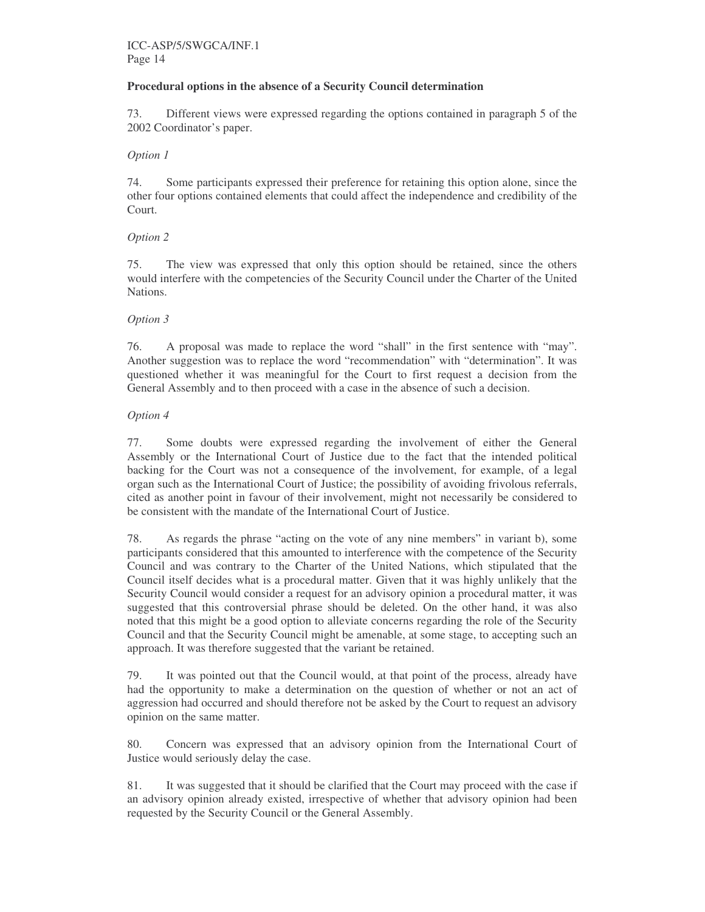**Procedural options in the absence of a Security Council determination**

73. Different views were expressed regarding the options contained in paragraph 5 of the 2002 Coordinator's paper.

*Option 1*

74. Some participants expressed their preference for retaining this option alone, since the other four options contained elements that could affect the independence and credibility of the Court.

*Option 2*

75. The view was expressed that only this option should be retained, since the others would interfere with the competencies of the Security Council under the Charter of the United Nations.

*Option 3*

76. A proposal was made to replace the word "shall" in the first sentence with "may". Another suggestion was to replace the word "recommendation" with "determination". It was questioned whether it was meaningful for the Court to first request a decision from the General Assembly and to then proceed with a case in the absence of such a decision.

*Option 4*

77. Some doubts were expressed regarding the involvement of either the General Assembly or the International Court of Justice due to the fact that the intended political backing for the Court was not a consequence of the involvement, for example, of a legal organ such as the International Court of Justice; the possibility of avoiding frivolous referrals, cited as another point in favour of their involvement, might not necessarily be considered to be consistent with the mandate of the International Court of Justice.

78. As regards the phrase "acting on the vote of any nine members" in variant b), some participants considered that this amounted to interference with the competence of the Security Council and was contrary to the Charter of the United Nations, which stipulated that the Council itself decides what is a procedural matter. Given that it was highly unlikely that the Security Council would consider a request for an advisory opinion a procedural matter, it was suggested that this controversial phrase should be deleted. On the other hand, it was also noted that this might be a good option to alleviate concerns regarding the role of the Security Council and that the Security Council might be amenable, at some stage, to accepting such an approach. It was therefore suggested that the variant be retained.

79. It was pointed out that the Council would, at that point of the process, already have had the opportunity to make a determination on the question of whether or not an act of aggression had occurred and should therefore not be asked by the Court to request an advisory opinion on the same matter.

80. Concern was expressed that an advisory opinion from the International Court of Justice would seriously delay the case.

81. It was suggested that it should be clarified that the Court may proceed with the case if an advisory opinion already existed, irrespective of whether that advisory opinion had been requested by the Security Council or the General Assembly.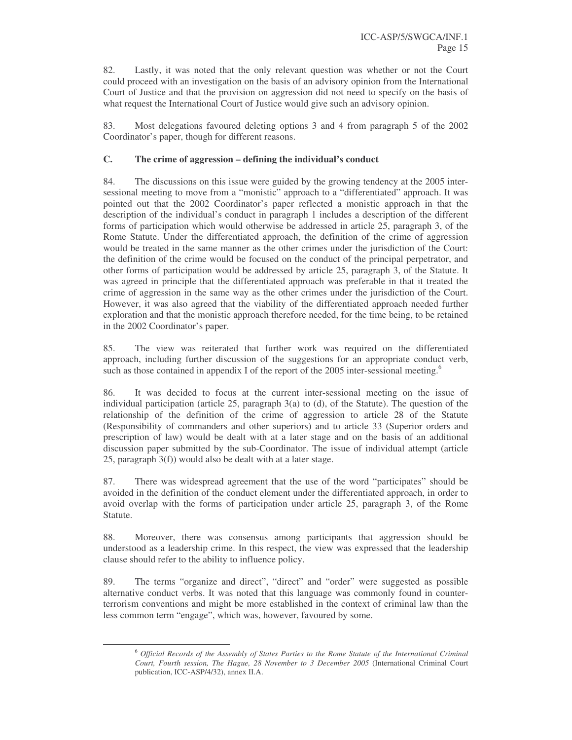82. Lastly, it was noted that the only relevant question was whether or not the Court could proceed with an investigation on the basis of an advisory opinion from the International Court of Justice and that the provision on aggression did not need to specify on the basis of what request the International Court of Justice would give such an advisory opinion.

83. Most delegations favoured deleting options 3 and 4 from paragraph 5 of the 2002 Coordinator's paper, though for different reasons.

### C. The crime of aggression – defining the individual's conduct

84. The discussions on this issue were guided by the growing tendency at the 2005 inter-sessional meeting to move from a "monistic" approach to a "differentiated" approach. It was pointed out that the 2002 Coordinator's paper reflected a monistic approach in that the description of the individual's conduct in paragraph 1 includes a description of the different forms of participation which would otherwise be addressed in article 25, paragraph 3, of the Rome Statute. Under the differentiated approach, the definition of the crime of aggression would be treated in the same manner as the other crimes under the jurisdiction of the Court: the definition of the crime would be focused on the conduct of the principal perpetrator, and other forms of participation would be addressed by article 25, paragraph 3, of the Statute. It was agreed in principle that the differentiated approach was preferable in that it treated the crime of aggression in the same way as the other crimes under the jurisdiction of the Court. However, it was also agreed that the viability of the differentiated approach needed further exploration and that the monistic approach therefore needed, for the time being, to be retained in the 2002 Coordinator's paper.

85. The view was reiterated that further work was required on the differentiated approach, including further discussion of the suggestions for an appropriate conduct verb, such as those contained in appendix I of the report of the 2005 inter-sessional meeting.[6]

86. It was decided to focus at the current inter-sessional meeting on the issue of individual participation (article 25, paragraph 3(a) to (d), of the Statute). The question of the relationship of the definition of the crime of aggression to article 28 of the Statute (Responsibility of commanders and other superiors) and to article 33 (Superior orders and prescription of law) would be dealt with at a later stage and on the basis of an additional discussion paper submitted by the sub-Coordinator. The issue of individual attempt (article 25, paragraph 3(f)) would also be dealt with at a later stage.

87. There was widespread agreement that the use of the word "participates" should be avoided in the definition of the conduct element under the differentiated approach, in order to avoid overlap with the forms of participation under article 25, paragraph 3, of the Rome Statute.

88. Moreover, there was consensus among participants that aggression should be understood as a leadership crime. In this respect, the view was expressed that the leadership clause should refer to the ability to influence policy.

89. The terms "organize and direct", "direct" and "order" were suggested as possible alternative conduct verbs. It was noted that this language was commonly found in counter-terrorism conventions and might be more established in the context of criminal law than the less common term "engage", which was, however, favoured by some.

---

[6] *Official Records of the Assembly of States Parties to the Rome Statute of the International Criminal Court, Fourth session, The Hague, 28 November to 3 December 2005* (International Criminal Court publication, ICC-ASP/4/32), annex II.A.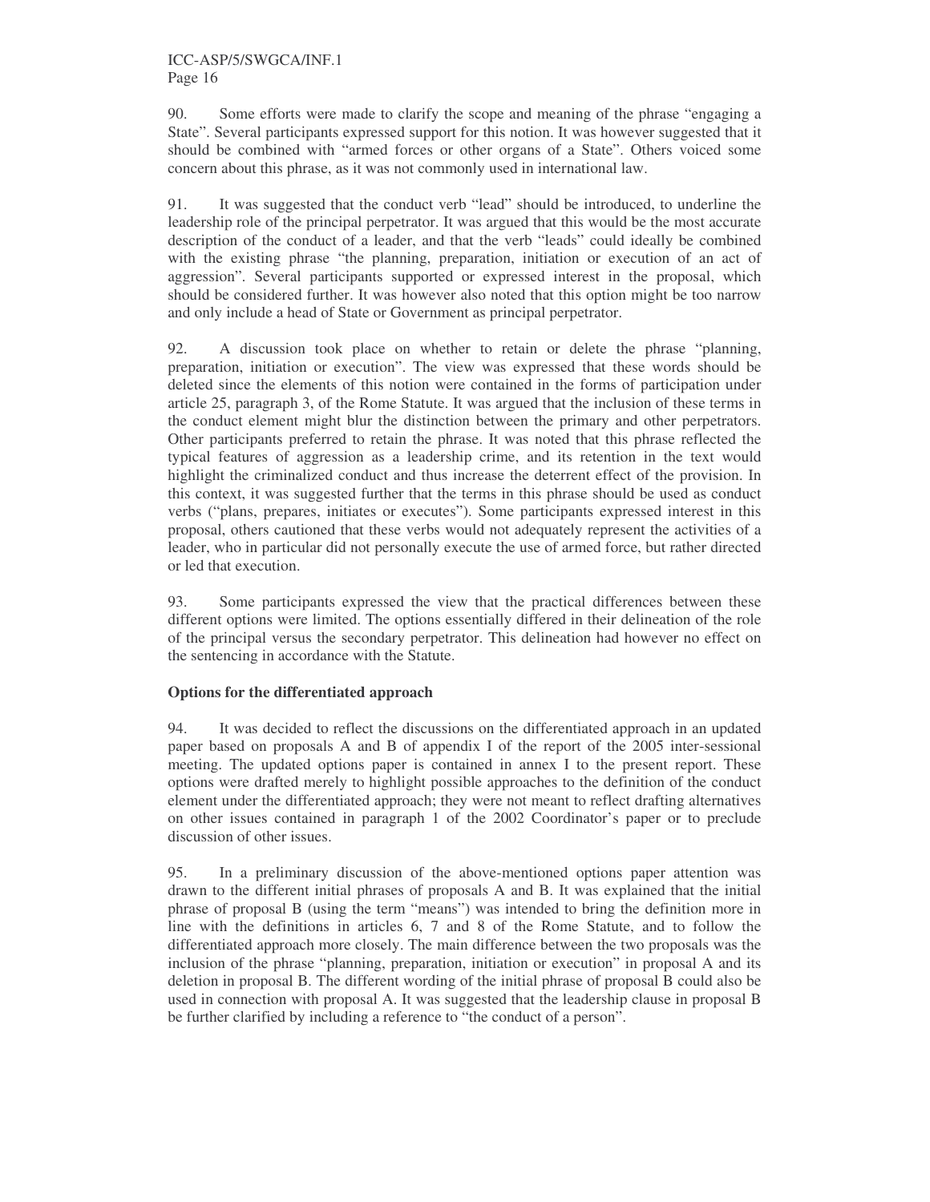90. Some efforts were made to clarify the scope and meaning of the phrase "engaging a State". Several participants expressed support for this notion. It was however suggested that it should be combined with "armed forces or other organs of a State". Others voiced some concern about this phrase, as it was not commonly used in international law.

91. It was suggested that the conduct verb "lead" should be introduced, to underline the leadership role of the principal perpetrator. It was argued that this would be the most accurate description of the conduct of a leader, and that the verb "leads" could ideally be combined with the existing phrase "the planning, preparation, initiation or execution of an act of aggression". Several participants supported or expressed interest in the proposal, which should be considered further. It was however also noted that this option might be too narrow and only include a head of State or Government as principal perpetrator.

92. A discussion took place on whether to retain or delete the phrase "planning, preparation, initiation or execution". The view was expressed that these words should be deleted since the elements of this notion were contained in the forms of participation under article 25, paragraph 3, of the Rome Statute. It was argued that the inclusion of these terms in the conduct element might blur the distinction between the primary and other perpetrators. Other participants preferred to retain the phrase. It was noted that this phrase reflected the typical features of aggression as a leadership crime, and its retention in the text would highlight the criminalized conduct and thus increase the deterrent effect of the provision. In this context, it was suggested further that the terms in this phrase should be used as conduct verbs ("plans, prepares, initiates or executes"). Some participants expressed interest in this proposal, others cautioned that these verbs would not adequately represent the activities of a leader, who in particular did not personally execute the use of armed force, but rather directed or led that execution.

93. Some participants expressed the view that the practical differences between these different options were limited. The options essentially differed in their delineation of the role of the principal versus the secondary perpetrator. This delineation had however no effect on the sentencing in accordance with the Statute.

**Options for the differentiated approach**

94. It was decided to reflect the discussions on the differentiated approach in an updated paper based on proposals A and B of appendix I of the report of the 2005 inter-sessional meeting. The updated options paper is contained in annex I to the present report. These options were drafted merely to highlight possible approaches to the definition of the conduct element under the differentiated approach; they were not meant to reflect drafting alternatives on other issues contained in paragraph 1 of the 2002 Coordinator's paper or to preclude discussion of other issues.

95. In a preliminary discussion of the above-mentioned options paper attention was drawn to the different initial phrases of proposals A and B. It was explained that the initial phrase of proposal B (using the term "means") was intended to bring the definition more in line with the definitions in articles 6, 7 and 8 of the Rome Statute, and to follow the differentiated approach more closely. The main difference between the two proposals was the inclusion of the phrase "planning, preparation, initiation or execution" in proposal A and its deletion in proposal B. The different wording of the initial phrase of proposal B could also be used in connection with proposal A. It was suggested that the leadership clause in proposal B be further clarified by including a reference to "the conduct of a person".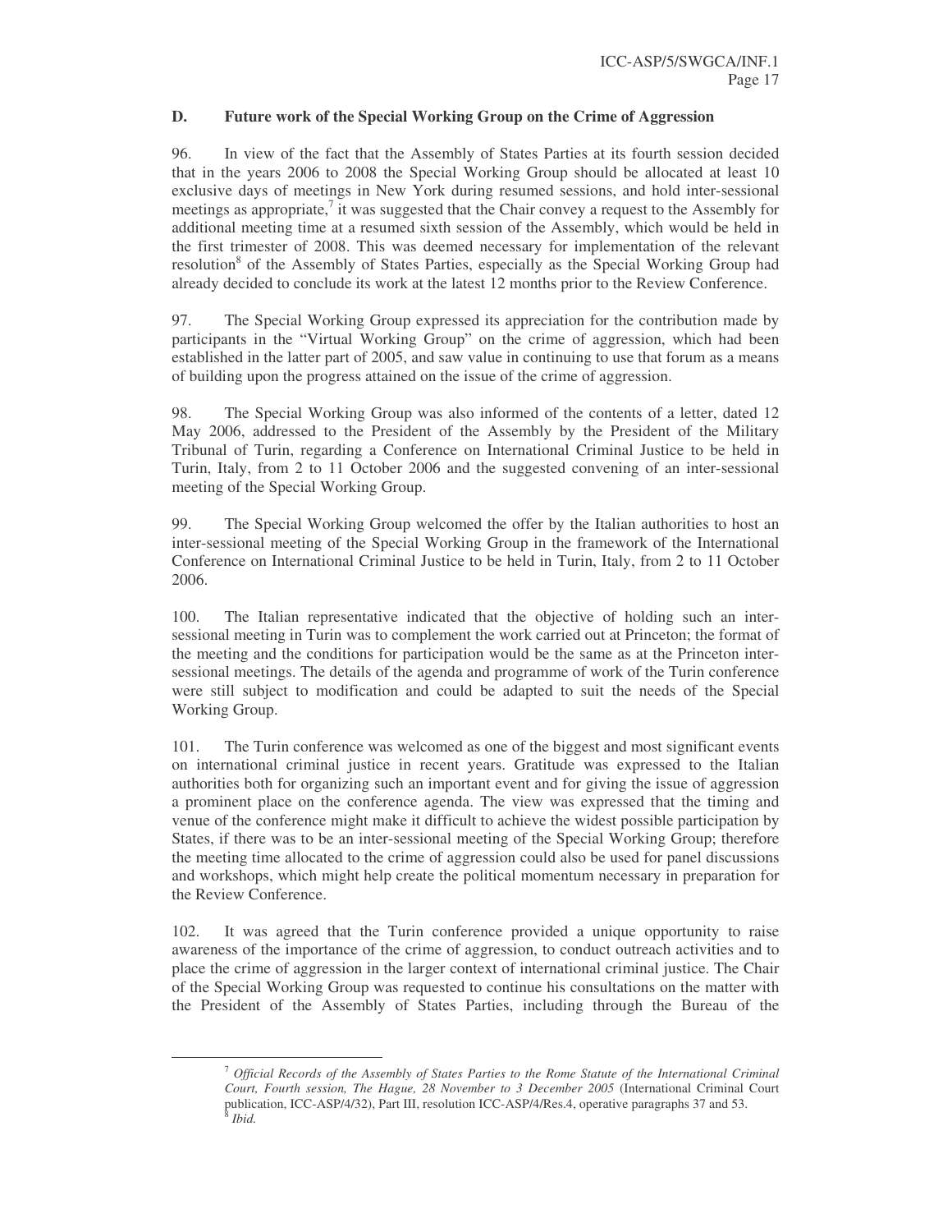### D. Future work of the Special Working Group on the Crime of Aggression

96. In view of the fact that the Assembly of States Parties at its fourth session decided that in the years 2006 to 2008 the Special Working Group should be allocated at least 10 exclusive days of meetings in New York during resumed sessions, and hold inter-sessional meetings as appropriate,[7] it was suggested that the Chair convey a request to the Assembly for additional meeting time at a resumed sixth session of the Assembly, which would be held in the first trimester of 2008. This was deemed necessary for implementation of the relevant resolution[8] of the Assembly of States Parties, especially as the Special Working Group had already decided to conclude its work at the latest 12 months prior to the Review Conference.

97. The Special Working Group expressed its appreciation for the contribution made by participants in the "Virtual Working Group" on the crime of aggression, which had been established in the latter part of 2005, and saw value in continuing to use that forum as a means of building upon the progress attained on the issue of the crime of aggression.

98. The Special Working Group was also informed of the contents of a letter, dated 12 May 2006, addressed to the President of the Assembly by the President of the Military Tribunal of Turin, regarding a Conference on International Criminal Justice to be held in Turin, Italy, from 2 to 11 October 2006 and the suggested convening of an inter-sessional meeting of the Special Working Group.

99. The Special Working Group welcomed the offer by the Italian authorities to host an inter-sessional meeting of the Special Working Group in the framework of the International Conference on International Criminal Justice to be held in Turin, Italy, from 2 to 11 October 2006.

100. The Italian representative indicated that the objective of holding such an inter-sessional meeting in Turin was to complement the work carried out at Princeton; the format of the meeting and the conditions for participation would be the same as at the Princeton inter-sessional meetings. The details of the agenda and programme of work of the Turin conference were still subject to modification and could be adapted to suit the needs of the Special Working Group.

101. The Turin conference was welcomed as one of the biggest and most significant events on international criminal justice in recent years. Gratitude was expressed to the Italian authorities both for organizing such an important event and for giving the issue of aggression a prominent place on the conference agenda. The view was expressed that the timing and venue of the conference might make it difficult to achieve the widest possible participation by States, if there was to be an inter-sessional meeting of the Special Working Group; therefore the meeting time allocated to the crime of aggression could also be used for panel discussions and workshops, which might help create the political momentum necessary in preparation for the Review Conference.

102. It was agreed that the Turin conference provided a unique opportunity to raise awareness of the importance of the crime of aggression, to conduct outreach activities and to place the crime of aggression in the larger context of international criminal justice. The Chair of the Special Working Group was requested to continue his consultations on the matter with the President of the Assembly of States Parties, including through the Bureau of the

---

[7] *Official Records of the Assembly of States Parties to the Rome Statute of the International Criminal Court, Fourth session, The Hague, 28 November to 3 December 2005* (International Criminal Court publication, ICC-ASP/4/32), Part III, resolution ICC-ASP/4/Res.4, operative paragraphs 37 and 53.

[8] *Ibid.*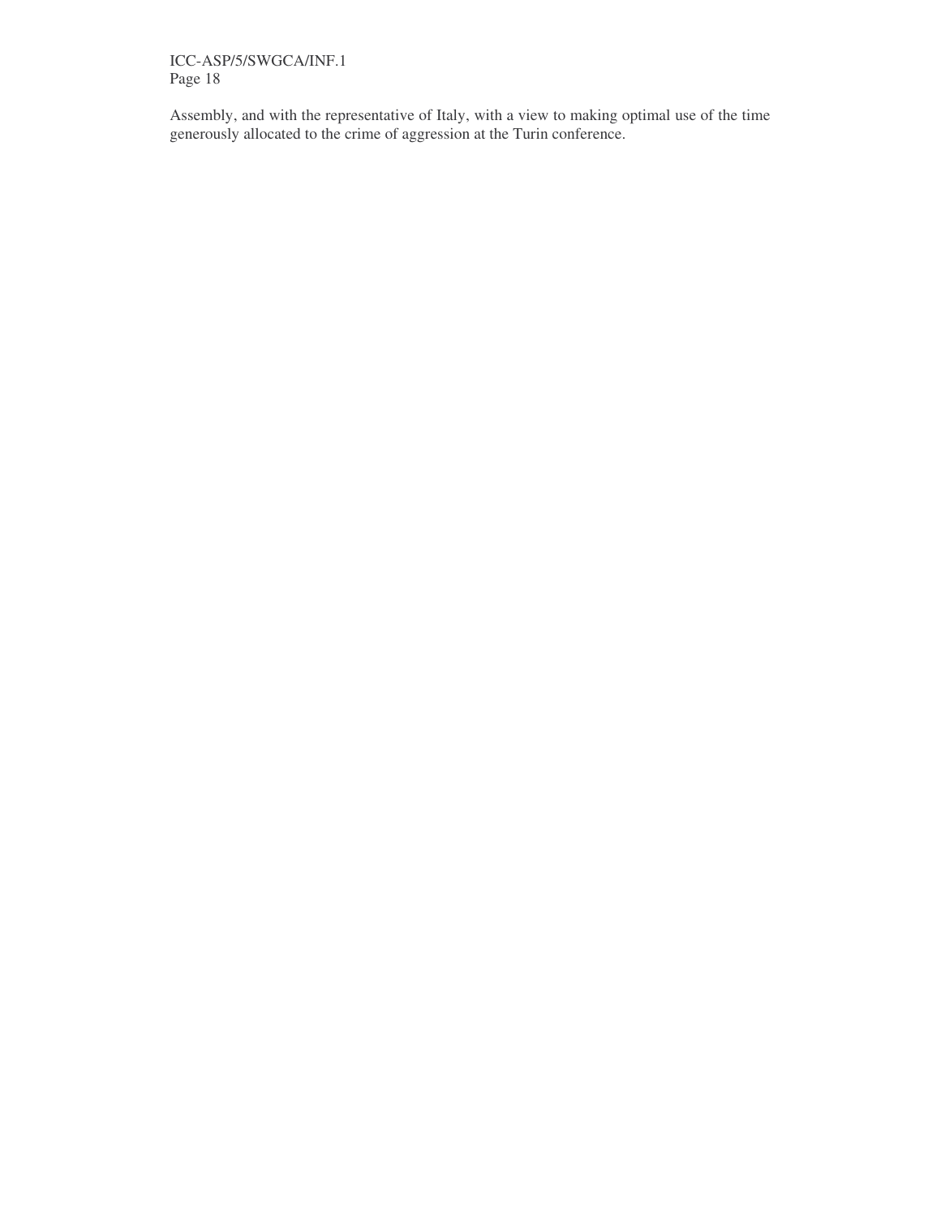Assembly, and with the representative of Italy, with a view to making optimal use of the time generously allocated to the crime of aggression at the Turin conference.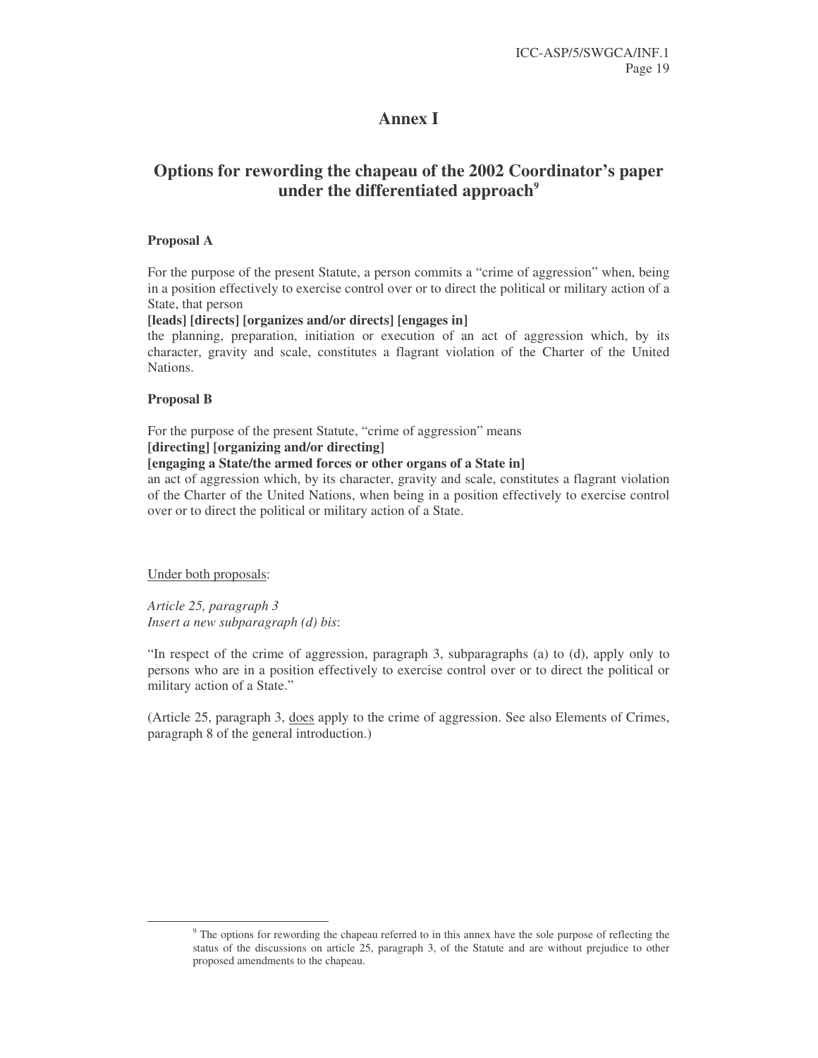# Annex I

## Options for rewording the chapeau of the 2002 Coordinator's paper under the differentiated approach[9]

**Proposal A**

For the purpose of the present Statute, a person commits a "crime of aggression" when, being in a position effectively to exercise control over or to direct the political or military action of a State, that person

**[leads] [directs] [organizes and/or directs] [engages in]**

the planning, preparation, initiation or execution of an act of aggression which, by its character, gravity and scale, constitutes a flagrant violation of the Charter of the United Nations.

**Proposal B**

For the purpose of the present Statute, "crime of aggression" means

**[directing] [organizing and/or directing]**

**[engaging a State/the armed forces or other organs of a State in]**

an act of aggression which, by its character, gravity and scale, constitutes a flagrant violation of the Charter of the United Nations, when being in a position effectively to exercise control over or to direct the political or military action of a State.

<u>Under both proposals</u>:

*Article 25, paragraph 3*
*Insert a new subparagraph (d) bis*:

"In respect of the crime of aggression, paragraph 3, subparagraphs (a) to (d), apply only to persons who are in a position effectively to exercise control over or to direct the political or military action of a State."

(Article 25, paragraph 3, <u>does</u> apply to the crime of aggression. See also Elements of Crimes, paragraph 8 of the general introduction.)

---

[9] The options for rewording the chapeau referred to in this annex have the sole purpose of reflecting the status of the discussions on article 25, paragraph 3, of the Statute and are without prejudice to other proposed amendments to the chapeau.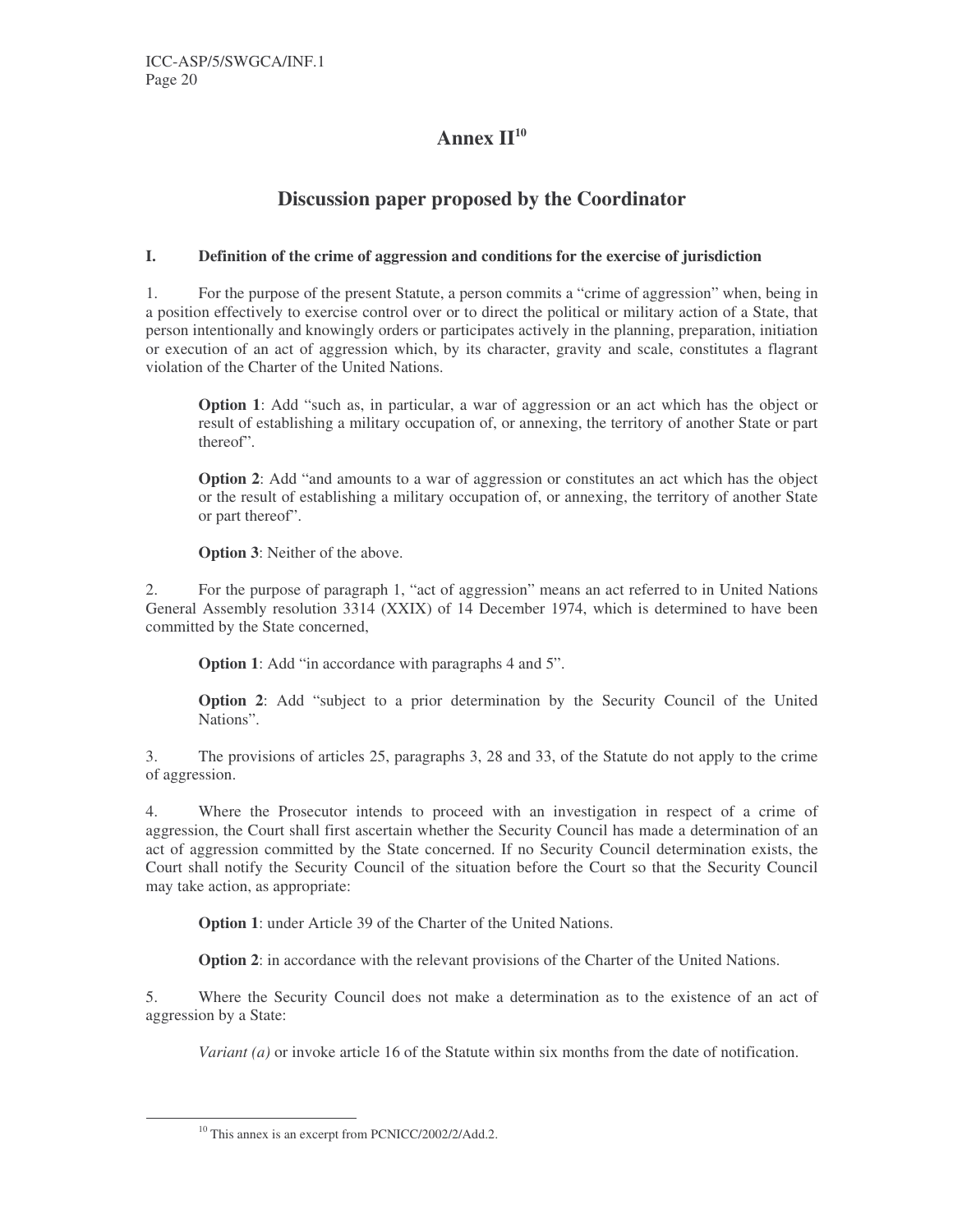# Annex II[10]

## Discussion paper proposed by the Coordinator

### I. Definition of the crime of aggression and conditions for the exercise of jurisdiction

1. For the purpose of the present Statute, a person commits a "crime of aggression" when, being in a position effectively to exercise control over or to direct the political or military action of a State, that person intentionally and knowingly orders or participates actively in the planning, preparation, initiation or execution of an act of aggression which, by its character, gravity and scale, constitutes a flagrant violation of the Charter of the United Nations.

> **Option 1**: Add "such as, in particular, a war of aggression or an act which has the object or result of establishing a military occupation of, or annexing, the territory of another State or part thereof".
>
> **Option 2**: Add "and amounts to a war of aggression or constitutes an act which has the object or the result of establishing a military occupation of, or annexing, the territory of another State or part thereof".
>
> **Option 3**: Neither of the above.

2. For the purpose of paragraph 1, "act of aggression" means an act referred to in United Nations General Assembly resolution 3314 (XXIX) of 14 December 1974, which is determined to have been committed by the State concerned,

> **Option 1**: Add "in accordance with paragraphs 4 and 5".
>
> **Option 2**: Add "subject to a prior determination by the Security Council of the United Nations".

3. The provisions of articles 25, paragraphs 3, 28 and 33, of the Statute do not apply to the crime of aggression.

4. Where the Prosecutor intends to proceed with an investigation in respect of a crime of aggression, the Court shall first ascertain whether the Security Council has made a determination of an act of aggression committed by the State concerned. If no Security Council determination exists, the Court shall notify the Security Council of the situation before the Court so that the Security Council may take action, as appropriate:

> **Option 1**: under Article 39 of the Charter of the United Nations.
>
> **Option 2**: in accordance with the relevant provisions of the Charter of the United Nations.

5. Where the Security Council does not make a determination as to the existence of an act of aggression by a State:

> *Variant (a)* or invoke article 16 of the Statute within six months from the date of notification.

[10] This annex is an excerpt from PCNICC/2002/2/Add.2.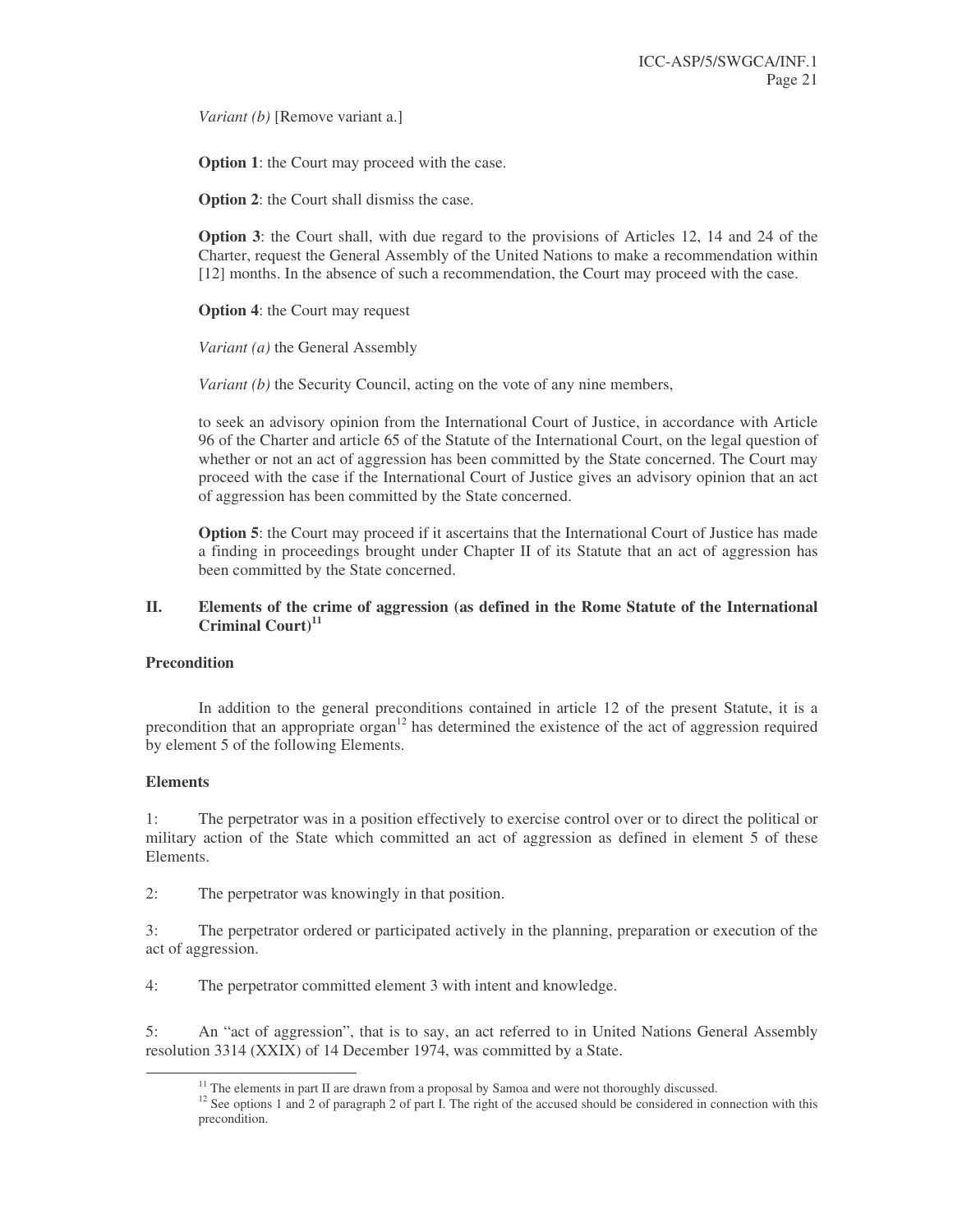*Variant (b)* [Remove variant a.]

**Option 1**: the Court may proceed with the case.

**Option 2**: the Court shall dismiss the case.

**Option 3**: the Court shall, with due regard to the provisions of Articles 12, 14 and 24 of the Charter, request the General Assembly of the United Nations to make a recommendation within [12] months. In the absence of such a recommendation, the Court may proceed with the case.

**Option 4**: the Court may request

*Variant (a)* the General Assembly

*Variant (b)* the Security Council, acting on the vote of any nine members,

to seek an advisory opinion from the International Court of Justice, in accordance with Article 96 of the Charter and article 65 of the Statute of the International Court, on the legal question of whether or not an act of aggression has been committed by the State concerned. The Court may proceed with the case if the International Court of Justice gives an advisory opinion that an act of aggression has been committed by the State concerned.

**Option 5**: the Court may proceed if it ascertains that the International Court of Justice has made a finding in proceedings brought under Chapter II of its Statute that an act of aggression has been committed by the State concerned.

## II. Elements of the crime of aggression (as defined in the Rome Statute of the International Criminal Court)[11]

**Precondition**

In addition to the general preconditions contained in article 12 of the present Statute, it is a precondition that an appropriate organ[12] has determined the existence of the act of aggression required by element 5 of the following Elements.

**Elements**

1: The perpetrator was in a position effectively to exercise control over or to direct the political or military action of the State which committed an act of aggression as defined in element 5 of these Elements.

2: The perpetrator was knowingly in that position.

3: The perpetrator ordered or participated actively in the planning, preparation or execution of the act of aggression.

4: The perpetrator committed element 3 with intent and knowledge.

5: An "act of aggression", that is to say, an act referred to in United Nations General Assembly resolution 3314 (XXIX) of 14 December 1974, was committed by a State.

---

[11] The elements in part II are drawn from a proposal by Samoa and were not thoroughly discussed.

[12] See options 1 and 2 of paragraph 2 of part I. The right of the accused should be considered in connection with this precondition.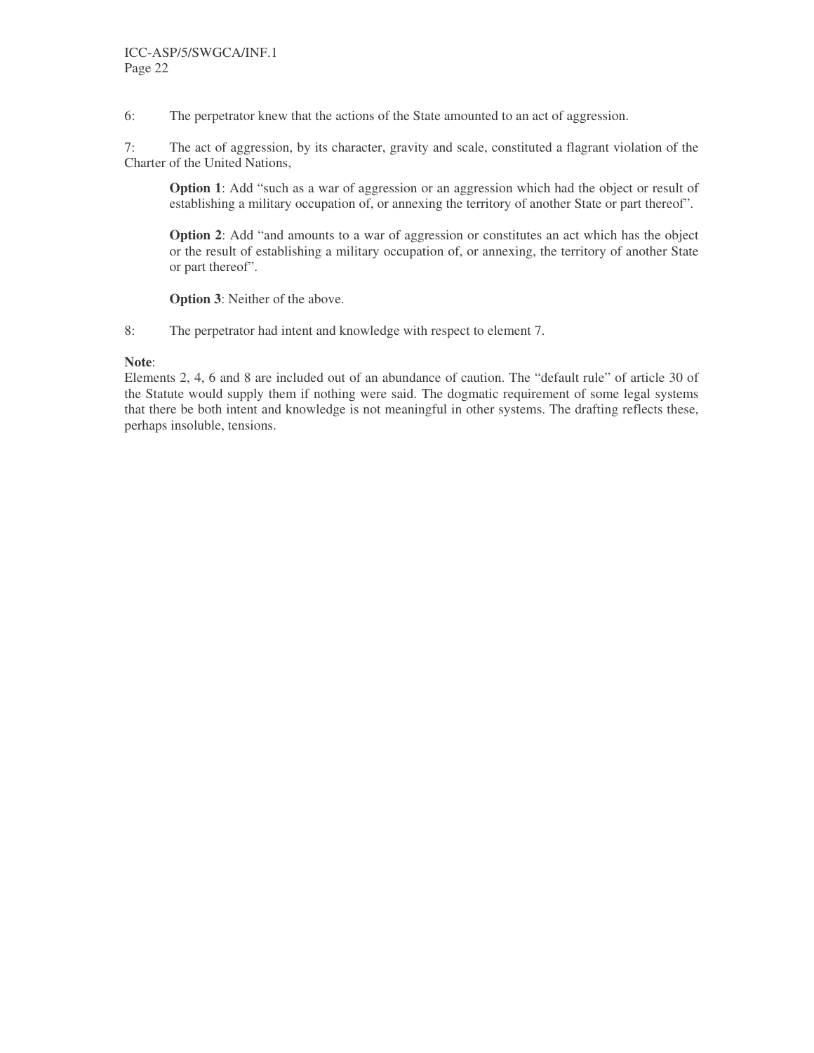6: The perpetrator knew that the actions of the State amounted to an act of aggression.

7: The act of aggression, by its character, gravity and scale, constituted a flagrant violation of the Charter of the United Nations,

> **Option 1**: Add "such as a war of aggression or an aggression which had the object or result of establishing a military occupation of, or annexing the territory of another State or part thereof".
>
> **Option 2**: Add "and amounts to a war of aggression or constitutes an act which has the object or the result of establishing a military occupation of, or annexing, the territory of another State or part thereof".
>
> **Option 3**: Neither of the above.

8: The perpetrator had intent and knowledge with respect to element 7.

**Note**:
Elements 2, 4, 6 and 8 are included out of an abundance of caution. The "default rule" of article 30 of the Statute would supply them if nothing were said. The dogmatic requirement of some legal systems that there be both intent and knowledge is not meaningful in other systems. The drafting reflects these, perhaps insoluble, tensions.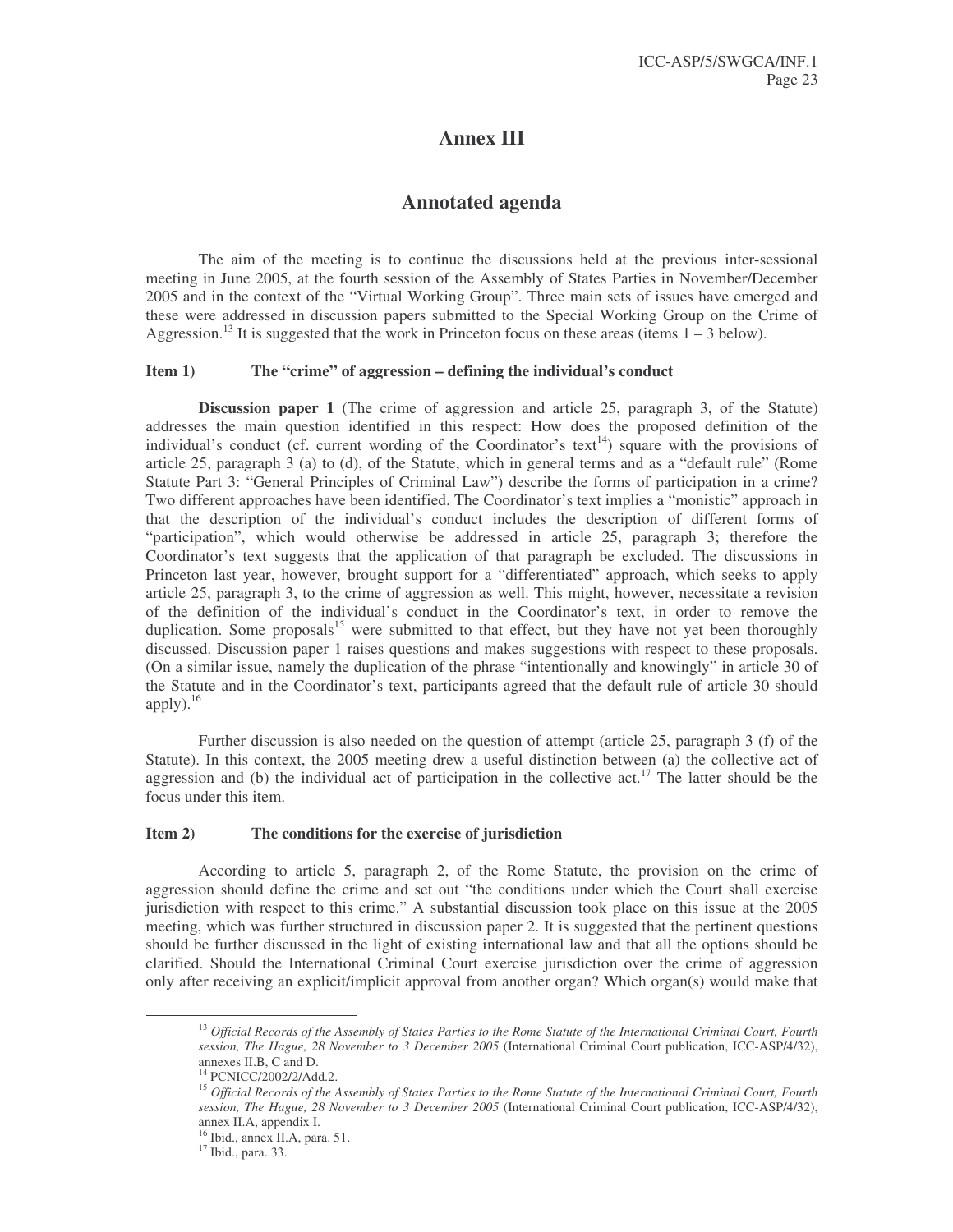# Annex III

## Annotated agenda

The aim of the meeting is to continue the discussions held at the previous inter-sessional meeting in June 2005, at the fourth session of the Assembly of States Parties in November/December 2005 and in the context of the "Virtual Working Group". Three main sets of issues have emerged and these were addressed in discussion papers submitted to the Special Working Group on the Crime of Aggression.[13] It is suggested that the work in Princeton focus on these areas (items 1 – 3 below).

**Item 1)  The "crime" of aggression – defining the individual's conduct**

**Discussion paper 1** (The crime of aggression and article 25, paragraph 3, of the Statute) addresses the main question identified in this respect: How does the proposed definition of the individual's conduct (cf. current wording of the Coordinator's text[14]) square with the provisions of article 25, paragraph 3 (a) to (d), of the Statute, which in general terms and as a "default rule" (Rome Statute Part 3: "General Principles of Criminal Law") describe the forms of participation in a crime? Two different approaches have been identified. The Coordinator's text implies a "monistic" approach in that the description of the individual's conduct includes the description of different forms of "participation", which would otherwise be addressed in article 25, paragraph 3; therefore the Coordinator's text suggests that the application of that paragraph be excluded. The discussions in Princeton last year, however, brought support for a "differentiated" approach, which seeks to apply article 25, paragraph 3, to the crime of aggression as well. This might, however, necessitate a revision of the definition of the individual's conduct in the Coordinator's text, in order to remove the duplication. Some proposals[15] were submitted to that effect, but they have not yet been thoroughly discussed. Discussion paper 1 raises questions and makes suggestions with respect to these proposals. (On a similar issue, namely the duplication of the phrase "intentionally and knowingly" in article 30 of the Statute and in the Coordinator's text, participants agreed that the default rule of article 30 should apply).[16]

Further discussion is also needed on the question of attempt (article 25, paragraph 3 (f) of the Statute). In this context, the 2005 meeting drew a useful distinction between (a) the collective act of aggression and (b) the individual act of participation in the collective act.[17] The latter should be the focus under this item.

**Item 2)  The conditions for the exercise of jurisdiction**

According to article 5, paragraph 2, of the Rome Statute, the provision on the crime of aggression should define the crime and set out "the conditions under which the Court shall exercise jurisdiction with respect to this crime." A substantial discussion took place on this issue at the 2005 meeting, which was further structured in discussion paper 2. It is suggested that the pertinent questions should be further discussed in the light of existing international law and that all the options should be clarified. Should the International Criminal Court exercise jurisdiction over the crime of aggression only after receiving an explicit/implicit approval from another organ? Which organ(s) would make that

---

[13] *Official Records of the Assembly of States Parties to the Rome Statute of the International Criminal Court, Fourth session, The Hague, 28 November to 3 December 2005* (International Criminal Court publication, ICC-ASP/4/32), annexes II.B, C and D.

[14] PCNICC/2002/2/Add.2.

[15] *Official Records of the Assembly of States Parties to the Rome Statute of the International Criminal Court, Fourth session, The Hague, 28 November to 3 December 2005* (International Criminal Court publication, ICC-ASP/4/32), annex II.A, appendix I.

[16] Ibid., annex II.A, para. 51.

[17] Ibid., para. 33.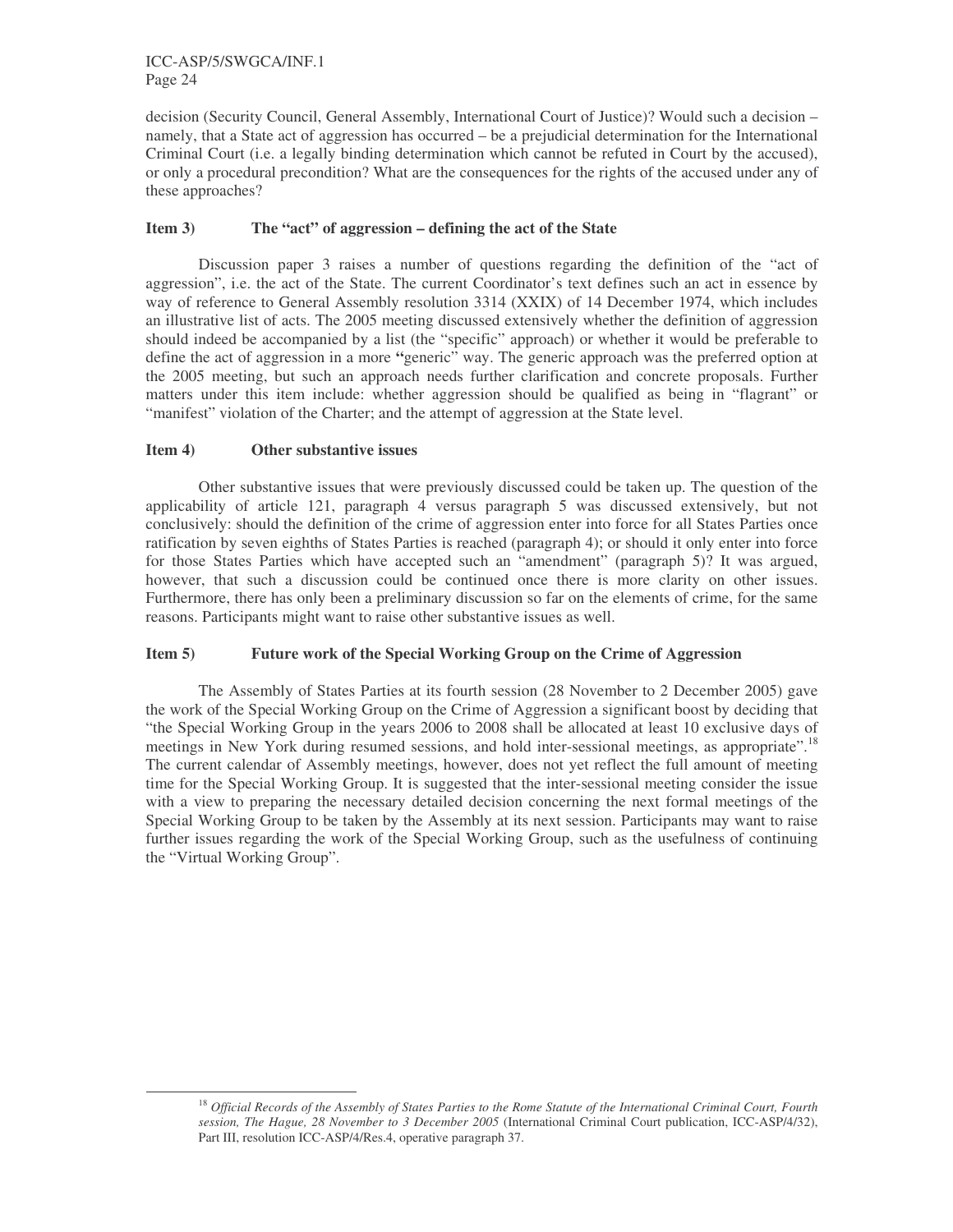decision (Security Council, General Assembly, International Court of Justice)? Would such a decision – namely, that a State act of aggression has occurred – be a prejudicial determination for the International Criminal Court (i.e. a legally binding determination which cannot be refuted in Court by the accused), or only a procedural precondition? What are the consequences for the rights of the accused under any of these approaches?

### Item 3) The "act" of aggression – defining the act of the State

Discussion paper 3 raises a number of questions regarding the definition of the "act of aggression", i.e. the act of the State. The current Coordinator's text defines such an act in essence by way of reference to General Assembly resolution 3314 (XXIX) of 14 December 1974, which includes an illustrative list of acts. The 2005 meeting discussed extensively whether the definition of aggression should indeed be accompanied by a list (the "specific" approach) or whether it would be preferable to define the act of aggression in a more "generic" way. The generic approach was the preferred option at the 2005 meeting, but such an approach needs further clarification and concrete proposals. Further matters under this item include: whether aggression should be qualified as being in "flagrant" or "manifest" violation of the Charter; and the attempt of aggression at the State level.

### Item 4) Other substantive issues

Other substantive issues that were previously discussed could be taken up. The question of the applicability of article 121, paragraph 4 versus paragraph 5 was discussed extensively, but not conclusively: should the definition of the crime of aggression enter into force for all States Parties once ratification by seven eighths of States Parties is reached (paragraph 4); or should it only enter into force for those States Parties which have accepted such an "amendment" (paragraph 5)? It was argued, however, that such a discussion could be continued once there is more clarity on other issues. Furthermore, there has only been a preliminary discussion so far on the elements of crime, for the same reasons. Participants might want to raise other substantive issues as well.

### Item 5) Future work of the Special Working Group on the Crime of Aggression

The Assembly of States Parties at its fourth session (28 November to 2 December 2005) gave the work of the Special Working Group on the Crime of Aggression a significant boost by deciding that "the Special Working Group in the years 2006 to 2008 shall be allocated at least 10 exclusive days of meetings in New York during resumed sessions, and hold inter-sessional meetings, as appropriate".[18] The current calendar of Assembly meetings, however, does not yet reflect the full amount of meeting time for the Special Working Group. It is suggested that the inter-sessional meeting consider the issue with a view to preparing the necessary detailed decision concerning the next formal meetings of the Special Working Group to be taken by the Assembly at its next session. Participants may want to raise further issues regarding the work of the Special Working Group, such as the usefulness of continuing the "Virtual Working Group".

---

[18] *Official Records of the Assembly of States Parties to the Rome Statute of the International Criminal Court, Fourth session, The Hague, 28 November to 3 December 2005* (International Criminal Court publication, ICC-ASP/4/32), Part III, resolution ICC-ASP/4/Res.4, operative paragraph 37.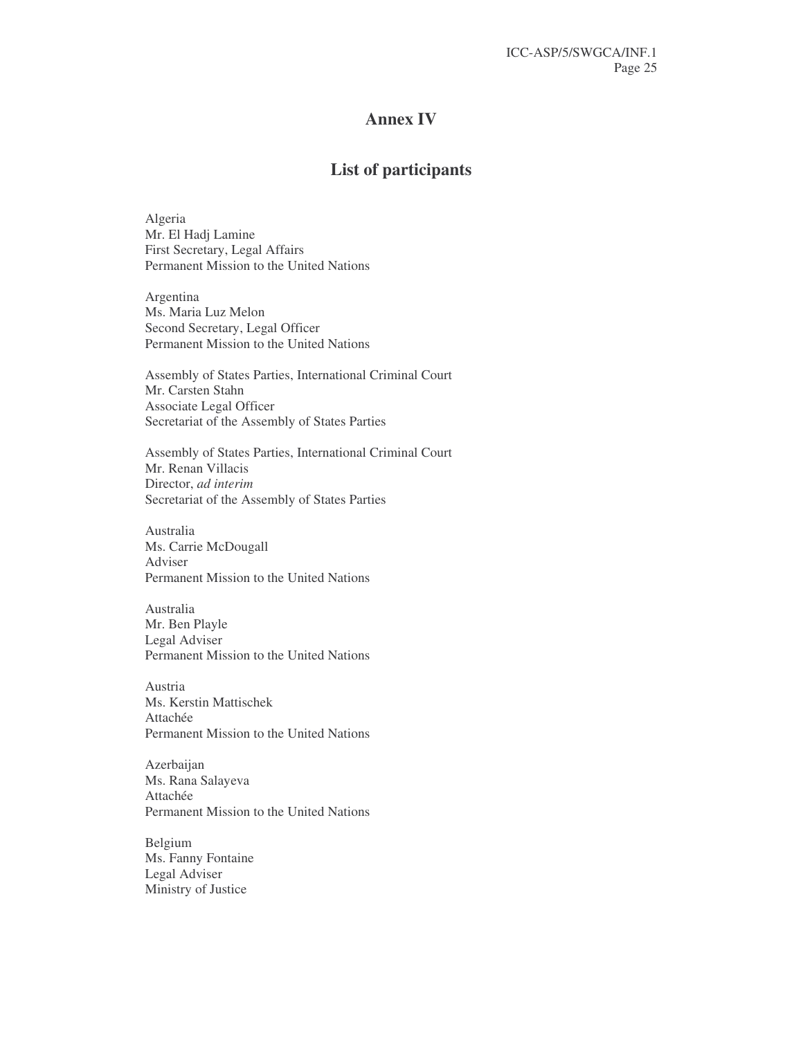# Annex IV

## List of participants

Algeria
Mr. El Hadj Lamine
First Secretary, Legal Affairs
Permanent Mission to the United Nations

Argentina
Ms. Maria Luz Melon
Second Secretary, Legal Officer
Permanent Mission to the United Nations

Assembly of States Parties, International Criminal Court
Mr. Carsten Stahn
Associate Legal Officer
Secretariat of the Assembly of States Parties

Assembly of States Parties, International Criminal Court
Mr. Renan Villacis
Director, *ad interim*
Secretariat of the Assembly of States Parties

Australia
Ms. Carrie McDougall
Adviser
Permanent Mission to the United Nations

Australia
Mr. Ben Playle
Legal Adviser
Permanent Mission to the United Nations

Austria
Ms. Kerstin Mattischek
Attachée
Permanent Mission to the United Nations

Azerbaijan
Ms. Rana Salayeva
Attachée
Permanent Mission to the United Nations

Belgium
Ms. Fanny Fontaine
Legal Adviser
Ministry of Justice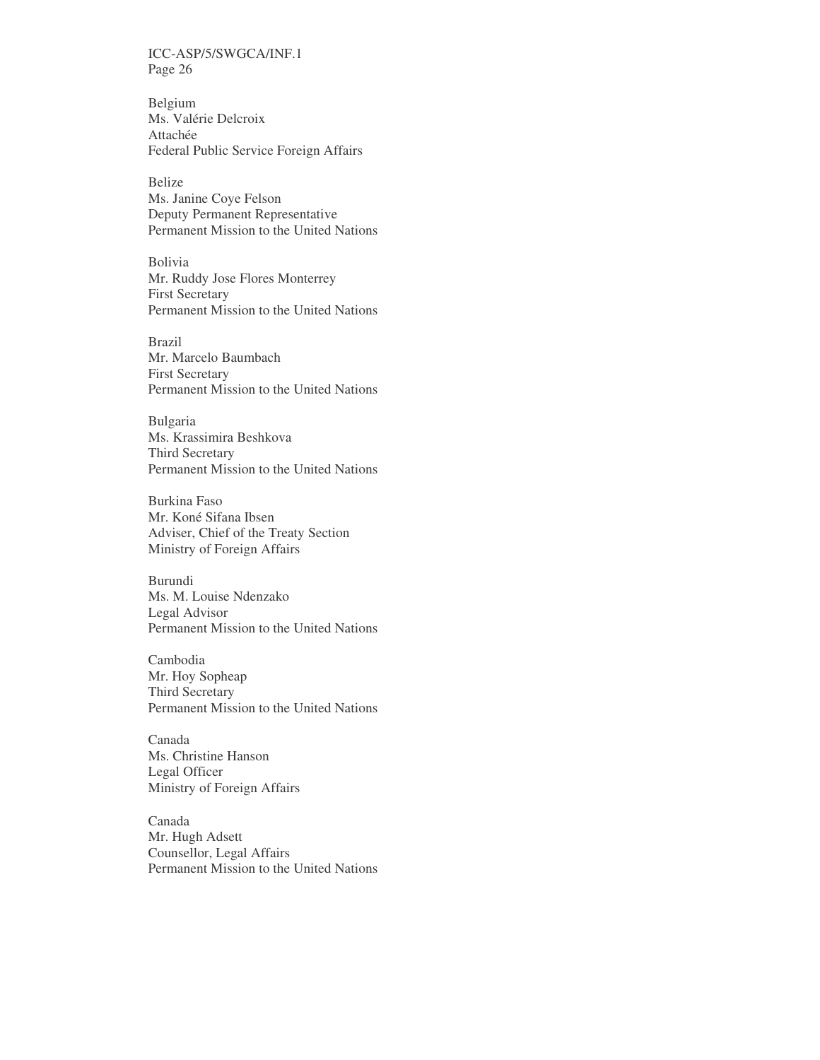Belgium
Ms. Valérie Delcroix
Attachée
Federal Public Service Foreign Affairs

Belize
Ms. Janine Coye Felson
Deputy Permanent Representative
Permanent Mission to the United Nations

Bolivia
Mr. Ruddy Jose Flores Monterrey
First Secretary
Permanent Mission to the United Nations

Brazil
Mr. Marcelo Baumbach
First Secretary
Permanent Mission to the United Nations

Bulgaria
Ms. Krassimira Beshkova
Third Secretary
Permanent Mission to the United Nations

Burkina Faso
Mr. Koné Sifana Ibsen
Adviser, Chief of the Treaty Section
Ministry of Foreign Affairs

Burundi
Ms. M. Louise Ndenzako
Legal Advisor
Permanent Mission to the United Nations

Cambodia
Mr. Hoy Sopheap
Third Secretary
Permanent Mission to the United Nations

Canada
Ms. Christine Hanson
Legal Officer
Ministry of Foreign Affairs

Canada
Mr. Hugh Adsett
Counsellor, Legal Affairs
Permanent Mission to the United Nations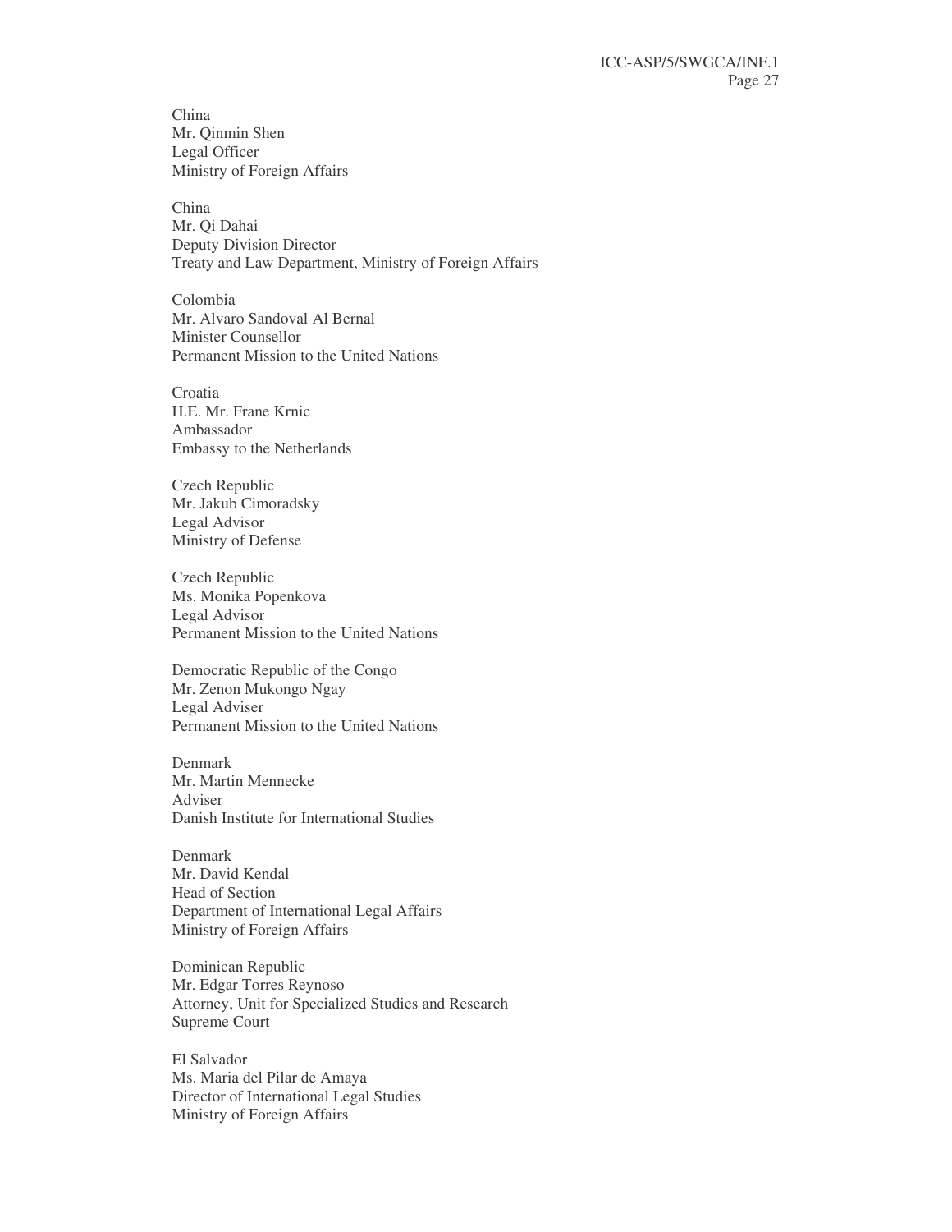China
Mr. Qinmin Shen
Legal Officer
Ministry of Foreign Affairs

China
Mr. Qi Dahai
Deputy Division Director
Treaty and Law Department, Ministry of Foreign Affairs

Colombia
Mr. Alvaro Sandoval Al Bernal
Minister Counsellor
Permanent Mission to the United Nations

Croatia
H.E. Mr. Frane Krnic
Ambassador
Embassy to the Netherlands

Czech Republic
Mr. Jakub Cimoradsky
Legal Advisor
Ministry of Defense

Czech Republic
Ms. Monika Popenkova
Legal Advisor
Permanent Mission to the United Nations

Democratic Republic of the Congo
Mr. Zenon Mukongo Ngay
Legal Adviser
Permanent Mission to the United Nations

Denmark
Mr. Martin Mennecke
Adviser
Danish Institute for International Studies

Denmark
Mr. David Kendal
Head of Section
Department of International Legal Affairs
Ministry of Foreign Affairs

Dominican Republic
Mr. Edgar Torres Reynoso
Attorney, Unit for Specialized Studies and Research
Supreme Court

El Salvador
Ms. Maria del Pilar de Amaya
Director of International Legal Studies
Ministry of Foreign Affairs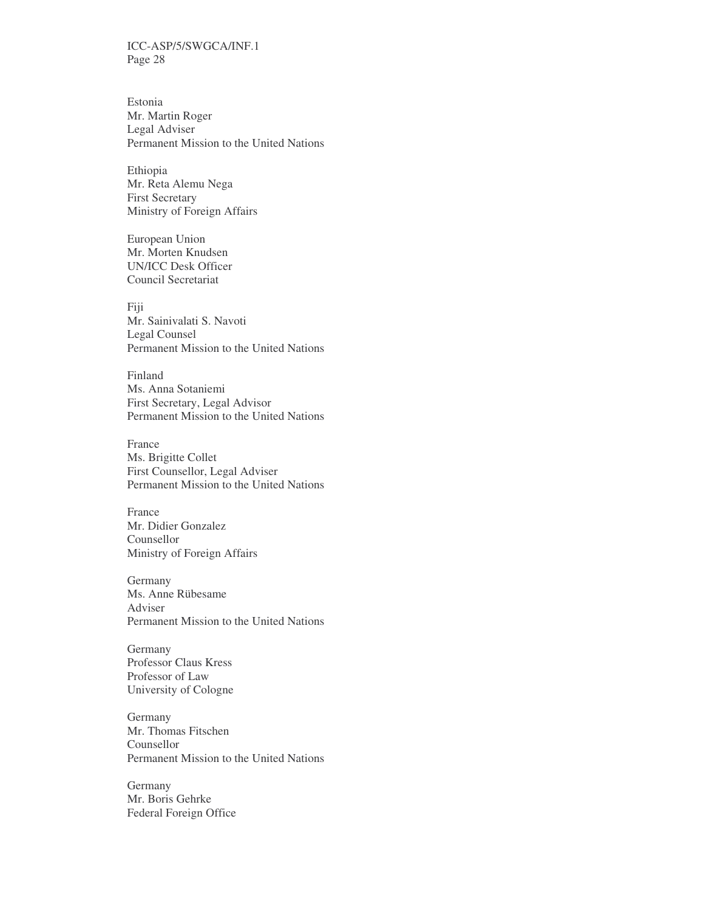Estonia
Mr. Martin Roger
Legal Adviser
Permanent Mission to the United Nations

Ethiopia
Mr. Reta Alemu Nega
First Secretary
Ministry of Foreign Affairs

European Union
Mr. Morten Knudsen
UN/ICC Desk Officer
Council Secretariat

Fiji
Mr. Sainivalati S. Navoti
Legal Counsel
Permanent Mission to the United Nations

Finland
Ms. Anna Sotaniemi
First Secretary, Legal Advisor
Permanent Mission to the United Nations

France
Ms. Brigitte Collet
First Counsellor, Legal Adviser
Permanent Mission to the United Nations

France
Mr. Didier Gonzalez
Counsellor
Ministry of Foreign Affairs

Germany
Ms. Anne Rübesame
Adviser
Permanent Mission to the United Nations

Germany
Professor Claus Kress
Professor of Law
University of Cologne

Germany
Mr. Thomas Fitschen
Counsellor
Permanent Mission to the United Nations

Germany
Mr. Boris Gehrke
Federal Foreign Office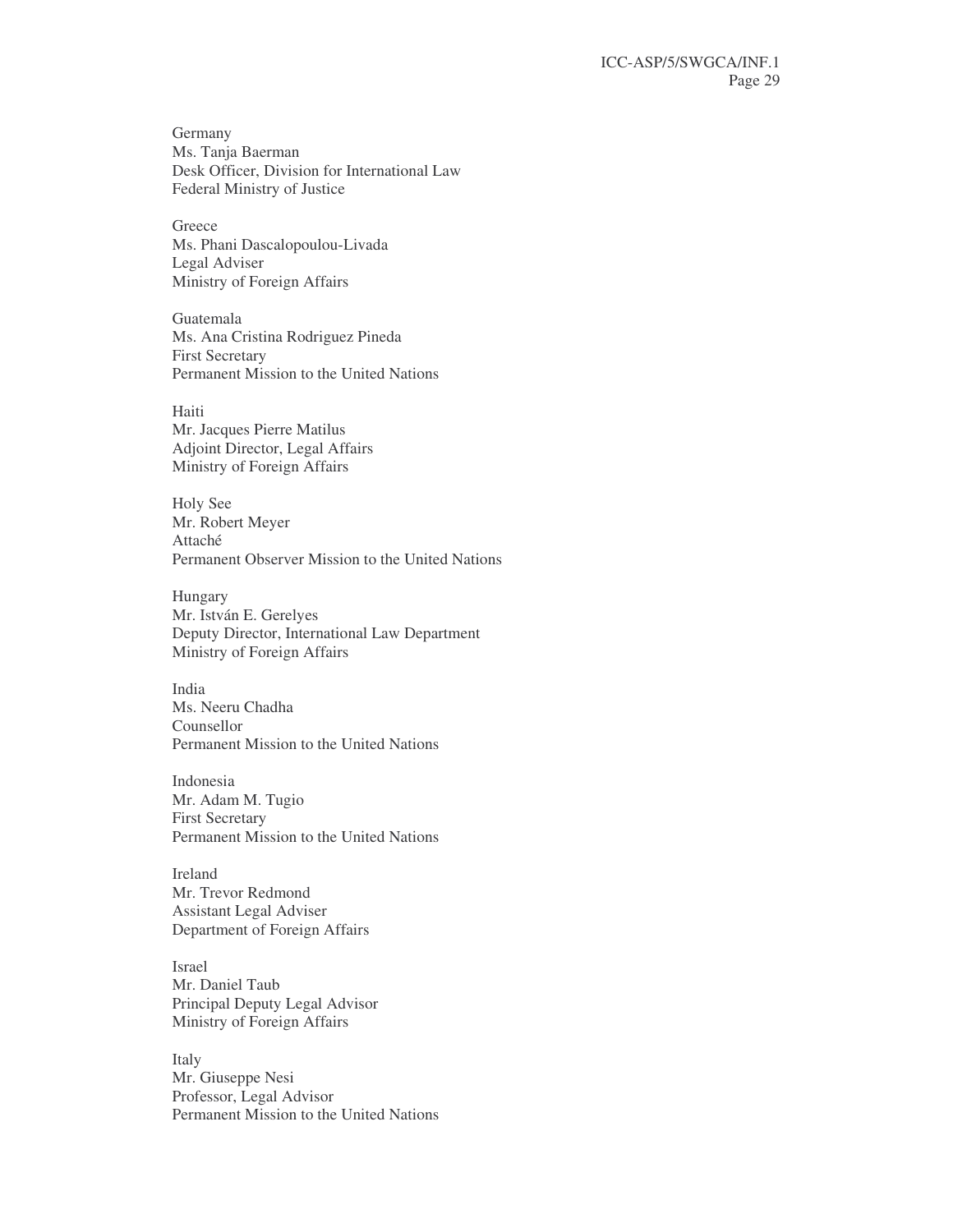Germany
Ms. Tanja Baerman
Desk Officer, Division for International Law
Federal Ministry of Justice

Greece
Ms. Phani Dascalopoulou-Livada
Legal Adviser
Ministry of Foreign Affairs

Guatemala
Ms. Ana Cristina Rodriguez Pineda
First Secretary
Permanent Mission to the United Nations

Haiti
Mr. Jacques Pierre Matilus
Adjoint Director, Legal Affairs
Ministry of Foreign Affairs

Holy See
Mr. Robert Meyer
Attaché
Permanent Observer Mission to the United Nations

Hungary
Mr. István E. Gerelyes
Deputy Director, International Law Department
Ministry of Foreign Affairs

India
Ms. Neeru Chadha
Counsellor
Permanent Mission to the United Nations

Indonesia
Mr. Adam M. Tugio
First Secretary
Permanent Mission to the United Nations

Ireland
Mr. Trevor Redmond
Assistant Legal Adviser
Department of Foreign Affairs

Israel
Mr. Daniel Taub
Principal Deputy Legal Advisor
Ministry of Foreign Affairs

Italy
Mr. Giuseppe Nesi
Professor, Legal Advisor
Permanent Mission to the United Nations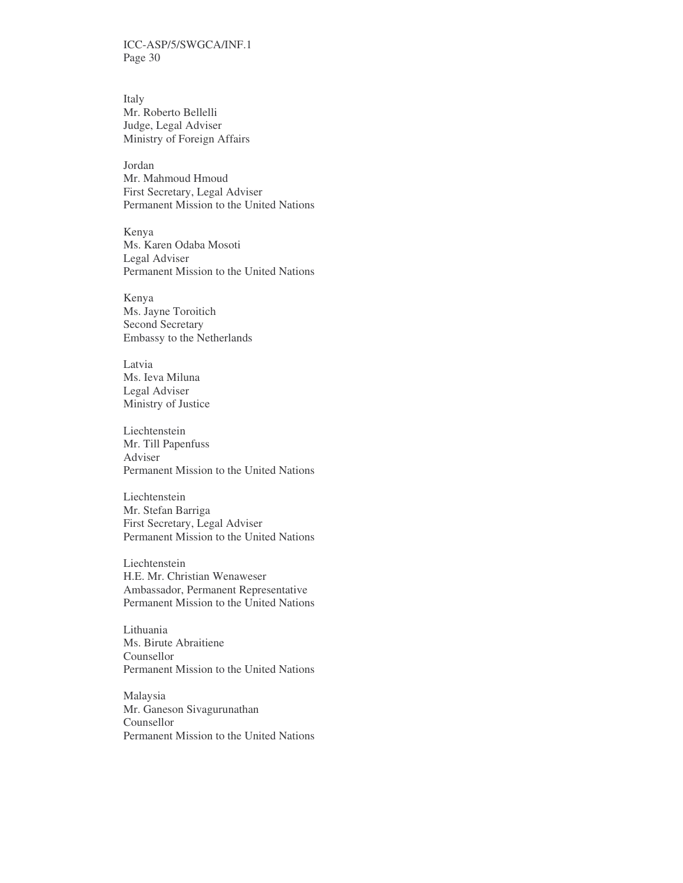Italy
Mr. Roberto Bellelli
Judge, Legal Adviser
Ministry of Foreign Affairs

Jordan
Mr. Mahmoud Hmoud
First Secretary, Legal Adviser
Permanent Mission to the United Nations

Kenya
Ms. Karen Odaba Mosoti
Legal Adviser
Permanent Mission to the United Nations

Kenya
Ms. Jayne Toroitich
Second Secretary
Embassy to the Netherlands

Latvia
Ms. Ieva Miluna
Legal Adviser
Ministry of Justice

Liechtenstein
Mr. Till Papenfuss
Adviser
Permanent Mission to the United Nations

Liechtenstein
Mr. Stefan Barriga
First Secretary, Legal Adviser
Permanent Mission to the United Nations

Liechtenstein
H.E. Mr. Christian Wenaweser
Ambassador, Permanent Representative
Permanent Mission to the United Nations

Lithuania
Ms. Birute Abraitiene
Counsellor
Permanent Mission to the United Nations

Malaysia
Mr. Ganeson Sivagurunathan
Counsellor
Permanent Mission to the United Nations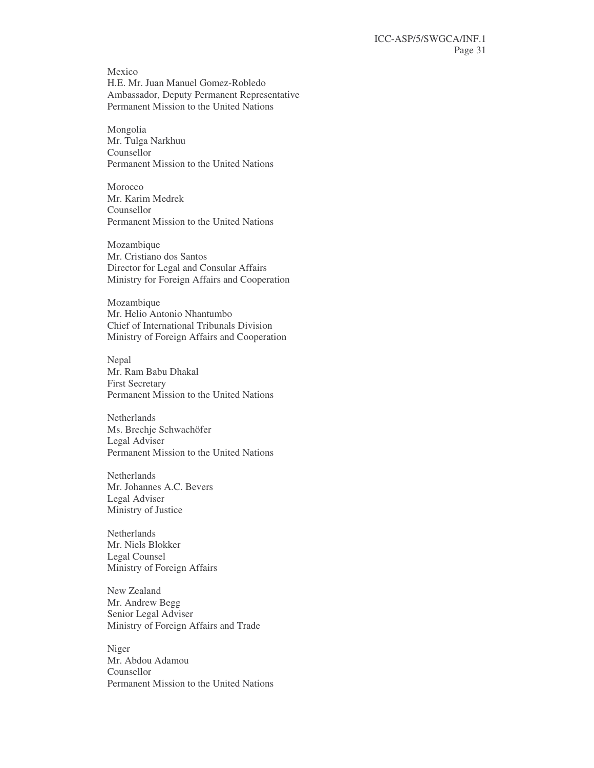Mexico
H.E. Mr. Juan Manuel Gomez-Robledo
Ambassador, Deputy Permanent Representative
Permanent Mission to the United Nations

Mongolia
Mr. Tulga Narkhuu
Counsellor
Permanent Mission to the United Nations

Morocco
Mr. Karim Medrek
Counsellor
Permanent Mission to the United Nations

Mozambique
Mr. Cristiano dos Santos
Director for Legal and Consular Affairs
Ministry for Foreign Affairs and Cooperation

Mozambique
Mr. Helio Antonio Nhantumbo
Chief of International Tribunals Division
Ministry of Foreign Affairs and Cooperation

Nepal
Mr. Ram Babu Dhakal
First Secretary
Permanent Mission to the United Nations

Netherlands
Ms. Brechje Schwachöfer
Legal Adviser
Permanent Mission to the United Nations

Netherlands
Mr. Johannes A.C. Bevers
Legal Adviser
Ministry of Justice

Netherlands
Mr. Niels Blokker
Legal Counsel
Ministry of Foreign Affairs

New Zealand
Mr. Andrew Begg
Senior Legal Adviser
Ministry of Foreign Affairs and Trade

Niger
Mr. Abdou Adamou
Counsellor
Permanent Mission to the United Nations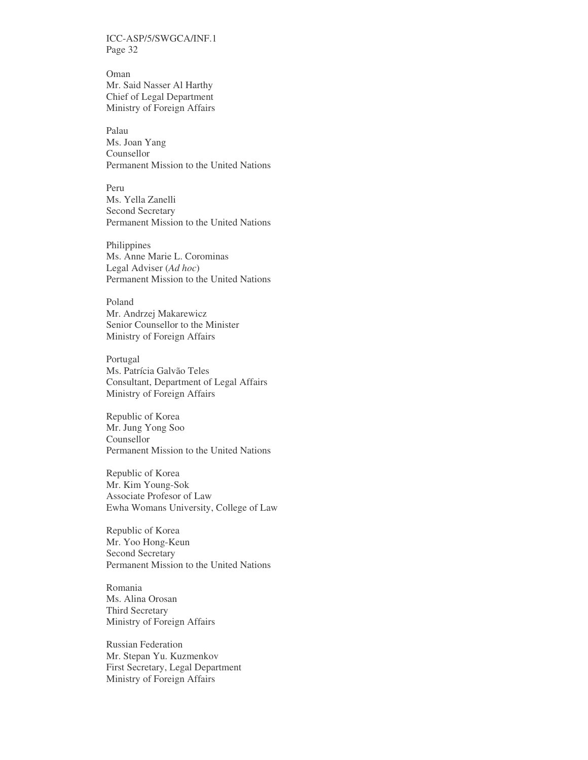Oman
Mr. Said Nasser Al Harthy
Chief of Legal Department
Ministry of Foreign Affairs

Palau
Ms. Joan Yang
Counsellor
Permanent Mission to the United Nations

Peru
Ms. Yella Zanelli
Second Secretary
Permanent Mission to the United Nations

Philippines
Ms. Anne Marie L. Corominas
Legal Adviser (*Ad hoc*)
Permanent Mission to the United Nations

Poland
Mr. Andrzej Makarewicz
Senior Counsellor to the Minister
Ministry of Foreign Affairs

Portugal
Ms. Patrícia Galvão Teles
Consultant, Department of Legal Affairs
Ministry of Foreign Affairs

Republic of Korea
Mr. Jung Yong Soo
Counsellor
Permanent Mission to the United Nations

Republic of Korea
Mr. Kim Young-Sok
Associate Profesor of Law
Ewha Womans University, College of Law

Republic of Korea
Mr. Yoo Hong-Keun
Second Secretary
Permanent Mission to the United Nations

Romania
Ms. Alina Orosan
Third Secretary
Ministry of Foreign Affairs

Russian Federation
Mr. Stepan Yu. Kuzmenkov
First Secretary, Legal Department
Ministry of Foreign Affairs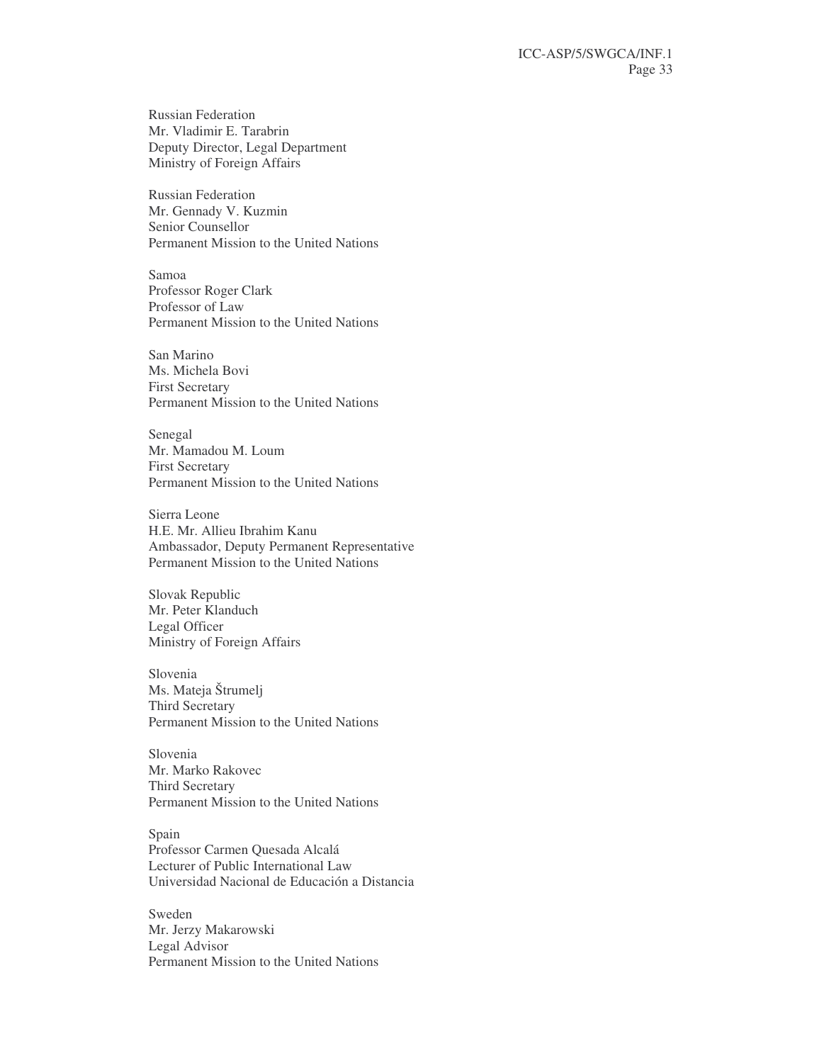Russian Federation
Mr. Vladimir E. Tarabrin
Deputy Director, Legal Department
Ministry of Foreign Affairs

Russian Federation
Mr. Gennady V. Kuzmin
Senior Counsellor
Permanent Mission to the United Nations

Samoa
Professor Roger Clark
Professor of Law
Permanent Mission to the United Nations

San Marino
Ms. Michela Bovi
First Secretary
Permanent Mission to the United Nations

Senegal
Mr. Mamadou M. Loum
First Secretary
Permanent Mission to the United Nations

Sierra Leone
H.E. Mr. Allieu Ibrahim Kanu
Ambassador, Deputy Permanent Representative
Permanent Mission to the United Nations

Slovak Republic
Mr. Peter Klanduch
Legal Officer
Ministry of Foreign Affairs

Slovenia
Ms. Mateja Štrumelj
Third Secretary
Permanent Mission to the United Nations

Slovenia
Mr. Marko Rakovec
Third Secretary
Permanent Mission to the United Nations

Spain
Professor Carmen Quesada Alcalá
Lecturer of Public International Law
Universidad Nacional de Educación a Distancia

Sweden
Mr. Jerzy Makarowski
Legal Advisor
Permanent Mission to the United Nations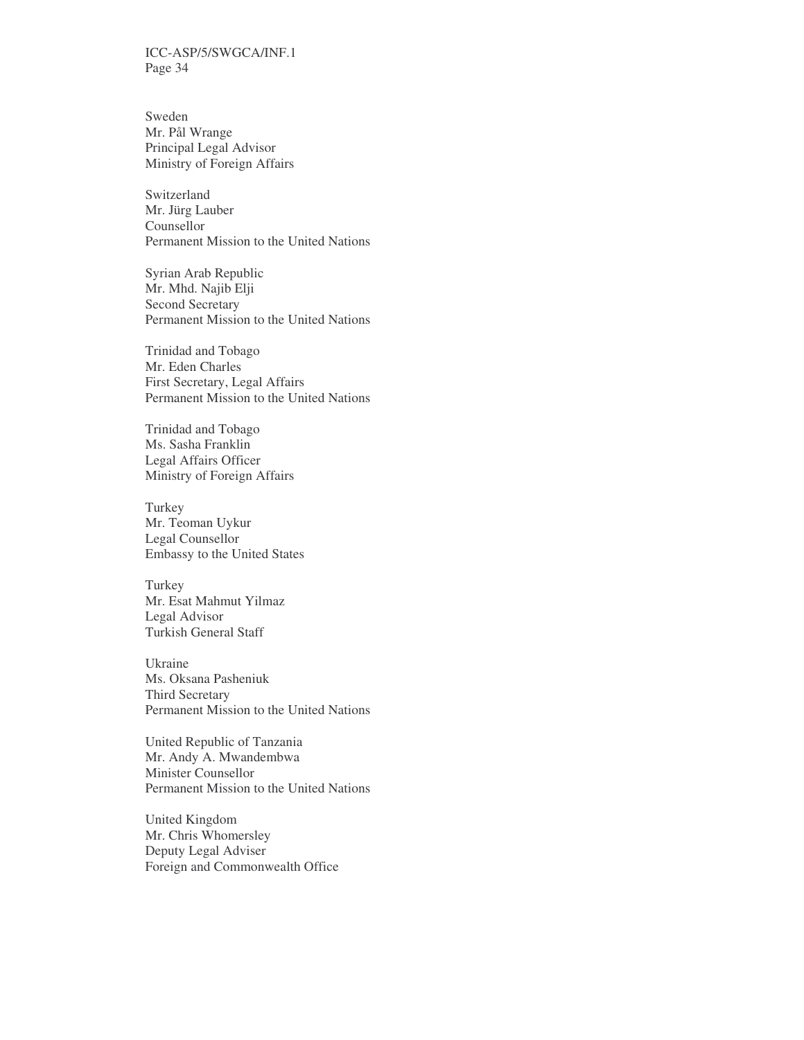Sweden
Mr. Pål Wrange
Principal Legal Advisor
Ministry of Foreign Affairs

Switzerland
Mr. Jürg Lauber
Counsellor
Permanent Mission to the United Nations

Syrian Arab Republic
Mr. Mhd. Najib Elji
Second Secretary
Permanent Mission to the United Nations

Trinidad and Tobago
Mr. Eden Charles
First Secretary, Legal Affairs
Permanent Mission to the United Nations

Trinidad and Tobago
Ms. Sasha Franklin
Legal Affairs Officer
Ministry of Foreign Affairs

Turkey
Mr. Teoman Uykur
Legal Counsellor
Embassy to the United States

Turkey
Mr. Esat Mahmut Yilmaz
Legal Advisor
Turkish General Staff

Ukraine
Ms. Oksana Pasheniuk
Third Secretary
Permanent Mission to the United Nations

United Republic of Tanzania
Mr. Andy A. Mwandembwa
Minister Counsellor
Permanent Mission to the United Nations

United Kingdom
Mr. Chris Whomersley
Deputy Legal Adviser
Foreign and Commonwealth Office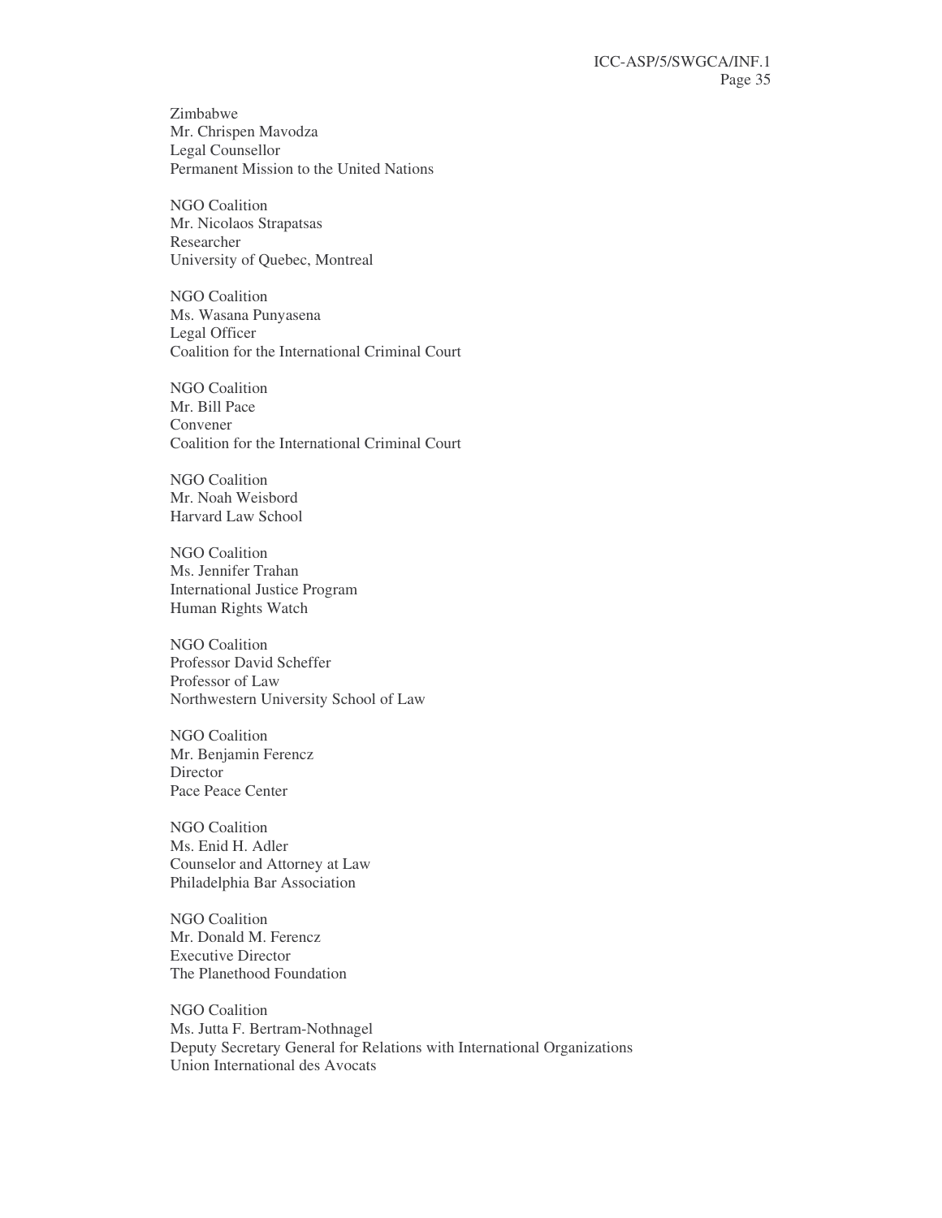Zimbabwe
Mr. Chrispen Mavodza
Legal Counsellor
Permanent Mission to the United Nations

NGO Coalition
Mr. Nicolaos Strapatsas
Researcher
University of Quebec, Montreal

NGO Coalition
Ms. Wasana Punyasena
Legal Officer
Coalition for the International Criminal Court

NGO Coalition
Mr. Bill Pace
Convener
Coalition for the International Criminal Court

NGO Coalition
Mr. Noah Weisbord
Harvard Law School

NGO Coalition
Ms. Jennifer Trahan
International Justice Program
Human Rights Watch

NGO Coalition
Professor David Scheffer
Professor of Law
Northwestern University School of Law

NGO Coalition
Mr. Benjamin Ferencz
Director
Pace Peace Center

NGO Coalition
Ms. Enid H. Adler
Counselor and Attorney at Law
Philadelphia Bar Association

NGO Coalition
Mr. Donald M. Ferencz
Executive Director
The Planethood Foundation

NGO Coalition
Ms. Jutta F. Bertram-Nothnagel
Deputy Secretary General for Relations with International Organizations
Union International des Avocats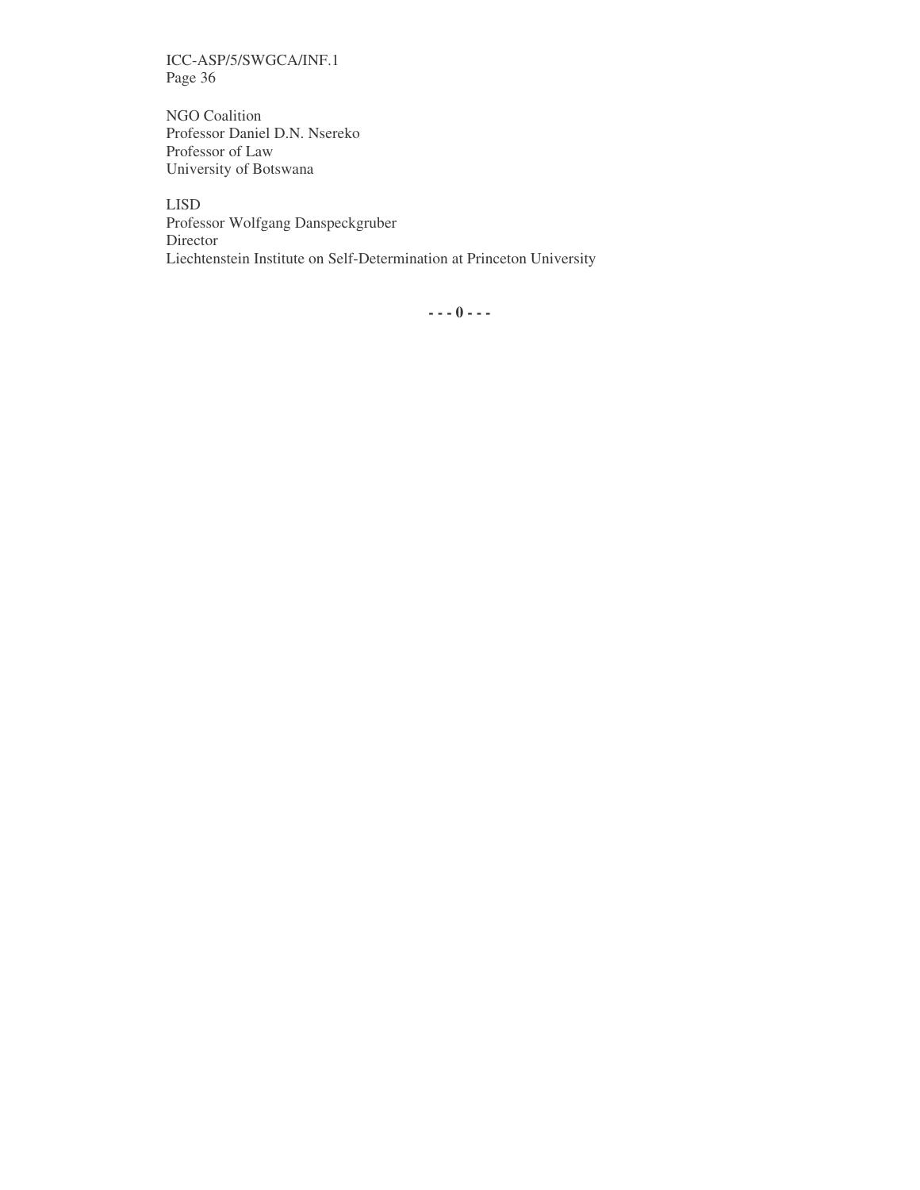NGO Coalition
Professor Daniel D.N. Nsereko
Professor of Law
University of Botswana

LISD
Professor Wolfgang Danspeckgruber
Director
Liechtenstein Institute on Self-Determination at Princeton University

**- - - 0 - - -**